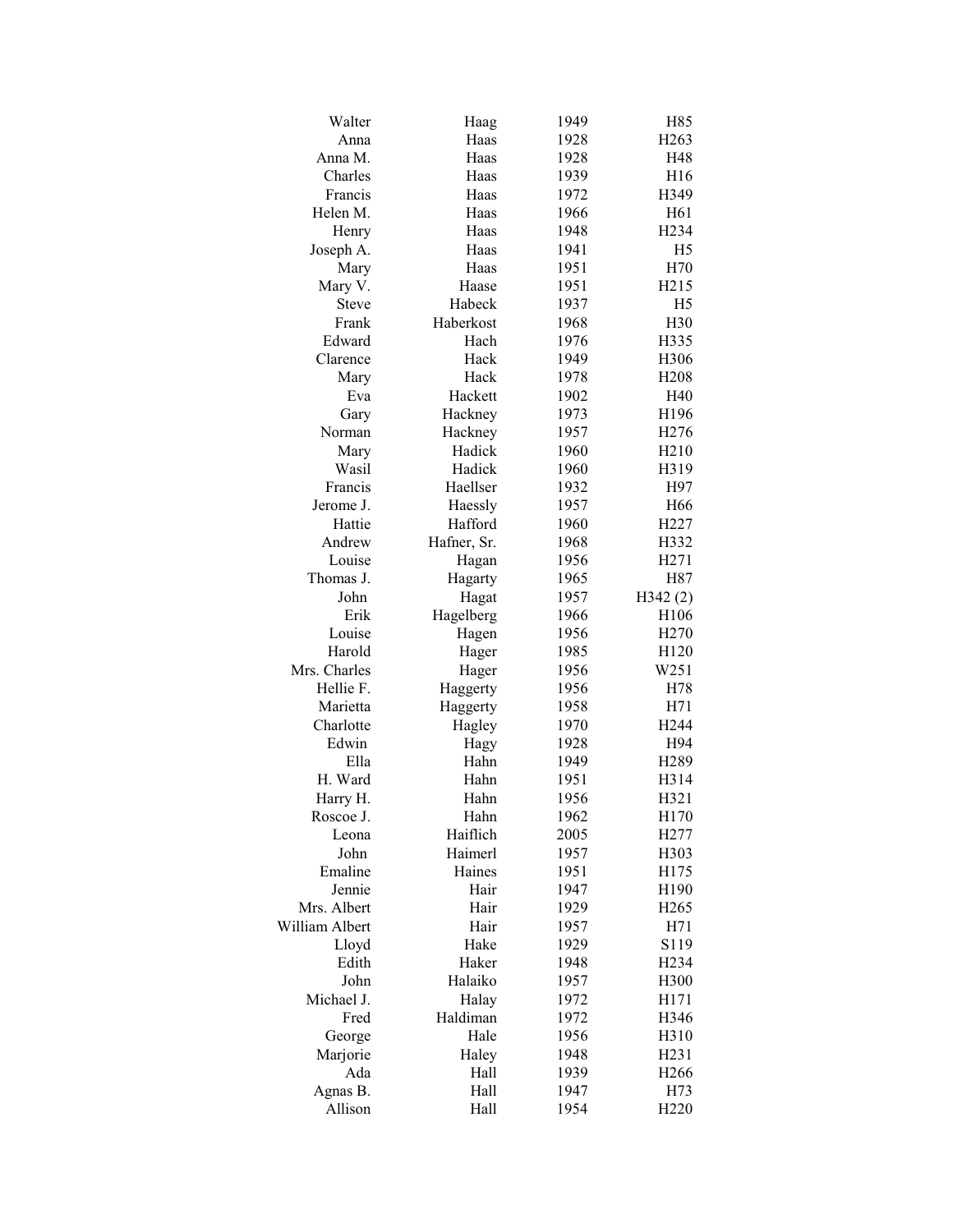| | | | |
|---|---|---|---|
| Walter | Haag | 1949 | H85 |
| Anna | Haas | 1928 | H263 |
| Anna M. | Haas | 1928 | H48 |
| Charles | Haas | 1939 | H16 |
| Francis | Haas | 1972 | H349 |
| Helen M. | Haas | 1966 | H61 |
| Henry | Haas | 1948 | H234 |
| Joseph A. | Haas | 1941 | H5 |
| Mary | Haas | 1951 | H70 |
| Mary V. | Haase | 1951 | H215 |
| Steve | Habeck | 1937 | H5 |
| Frank | Haberkost | 1968 | H30 |
| Edward | Hach | 1976 | H335 |
| Clarence | Hack | 1949 | H306 |
| Mary | Hack | 1978 | H208 |
| Eva | Hackett | 1902 | H40 |
| Gary | Hackney | 1973 | H196 |
| Norman | Hackney | 1957 | H276 |
| Mary | Hadick | 1960 | H210 |
| Wasil | Hadick | 1960 | H319 |
| Francis | Haellser | 1932 | H97 |
| Jerome J. | Haessly | 1957 | H66 |
| Hattie | Hafford | 1960 | H227 |
| Andrew | Hafner, Sr. | 1968 | H332 |
| Louise | Hagan | 1956 | H271 |
| Thomas J. | Hagarty | 1965 | H87 |
| John | Hagat | 1957 | H342 (2) |
| Erik | Hagelberg | 1966 | H106 |
| Louise | Hagen | 1956 | H270 |
| Harold | Hager | 1985 | H120 |
| Mrs. Charles | Hager | 1956 | W251 |
| Hellie F. | Haggerty | 1956 | H78 |
| Marietta | Haggerty | 1958 | H71 |
| Charlotte | Hagley | 1970 | H244 |
| Edwin | Hagy | 1928 | H94 |
| Ella | Hahn | 1949 | H289 |
| H. Ward | Hahn | 1951 | H314 |
| Harry H. | Hahn | 1956 | H321 |
| Roscoe J. | Hahn | 1962 | H170 |
| Leona | Haiflich | 2005 | H277 |
| John | Haimerl | 1957 | H303 |
| Emaline | Haines | 1951 | H175 |
| Jennie | Hair | 1947 | H190 |
| Mrs. Albert | Hair | 1929 | H265 |
| William Albert | Hair | 1957 | H71 |
| Lloyd | Hake | 1929 | S119 |
| Edith | Haker | 1948 | H234 |
| John | Halaiko | 1957 | H300 |
| Michael J. | Halay | 1972 | H171 |
| Fred | Haldiman | 1972 | H346 |
| George | Hale | 1956 | H310 |
| Marjorie | Haley | 1948 | H231 |
| Ada | Hall | 1939 | H266 |
| Agnas B. | Hall | 1947 | H73 |
| Allison | Hall | 1954 | H220 |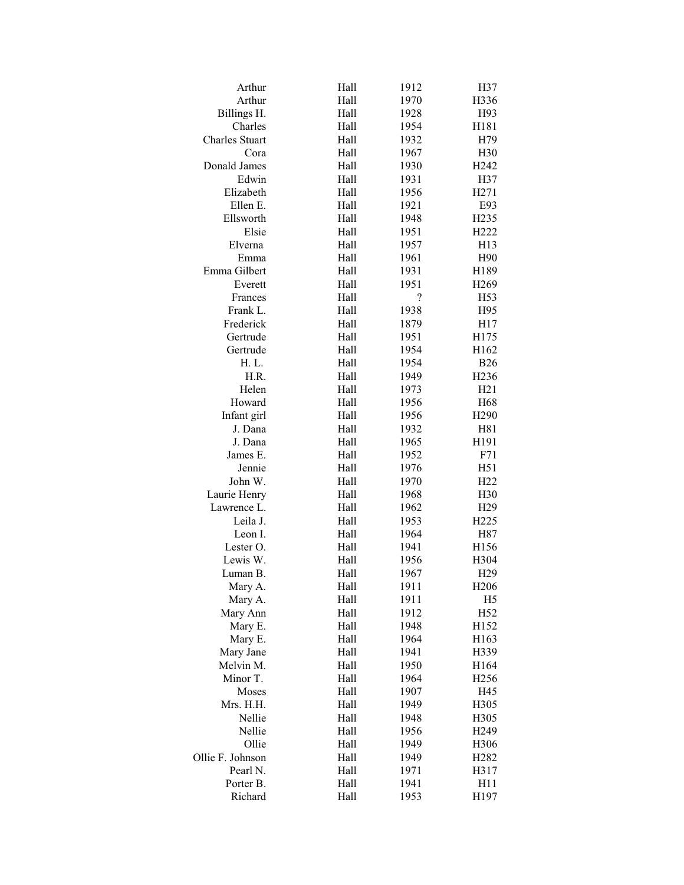| | | | |
|---|---|---|---|
| Arthur | Hall | 1912 | H37 |
| Arthur | Hall | 1970 | H336 |
| Billings H. | Hall | 1928 | H93 |
| Charles | Hall | 1954 | H181 |
| Charles Stuart | Hall | 1932 | H79 |
| Cora | Hall | 1967 | H30 |
| Donald James | Hall | 1930 | H242 |
| Edwin | Hall | 1931 | H37 |
| Elizabeth | Hall | 1956 | H271 |
| Ellen E. | Hall | 1921 | E93 |
| Ellsworth | Hall | 1948 | H235 |
| Elsie | Hall | 1951 | H222 |
| Elverna | Hall | 1957 | H13 |
| Emma | Hall | 1961 | H90 |
| Emma Gilbert | Hall | 1931 | H189 |
| Everett | Hall | 1951 | H269 |
| Frances | Hall | ? | H53 |
| Frank L. | Hall | 1938 | H95 |
| Frederick | Hall | 1879 | H17 |
| Gertrude | Hall | 1951 | H175 |
| Gertrude | Hall | 1954 | H162 |
| H. L. | Hall | 1954 | B26 |
| H.R. | Hall | 1949 | H236 |
| Helen | Hall | 1973 | H21 |
| Howard | Hall | 1956 | H68 |
| Infant girl | Hall | 1956 | H290 |
| J. Dana | Hall | 1932 | H81 |
| J. Dana | Hall | 1965 | H191 |
| James E. | Hall | 1952 | F71 |
| Jennie | Hall | 1976 | H51 |
| John W. | Hall | 1970 | H22 |
| Laurie Henry | Hall | 1968 | H30 |
| Lawrence L. | Hall | 1962 | H29 |
| Leila J. | Hall | 1953 | H225 |
| Leon I. | Hall | 1964 | H87 |
| Lester O. | Hall | 1941 | H156 |
| Lewis W. | Hall | 1956 | H304 |
| Luman B. | Hall | 1967 | H29 |
| Mary A. | Hall | 1911 | H206 |
| Mary A. | Hall | 1911 | H5 |
| Mary Ann | Hall | 1912 | H52 |
| Mary E. | Hall | 1948 | H152 |
| Mary E. | Hall | 1964 | H163 |
| Mary Jane | Hall | 1941 | H339 |
| Melvin M. | Hall | 1950 | H164 |
| Minor T. | Hall | 1964 | H256 |
| Moses | Hall | 1907 | H45 |
| Mrs. H.H. | Hall | 1949 | H305 |
| Nellie | Hall | 1948 | H305 |
| Nellie | Hall | 1956 | H249 |
| Ollie | Hall | 1949 | H306 |
| Ollie F. Johnson | Hall | 1949 | H282 |
| Pearl N. | Hall | 1971 | H317 |
| Porter B. | Hall | 1941 | H11 |
| Richard | Hall | 1953 | H197 |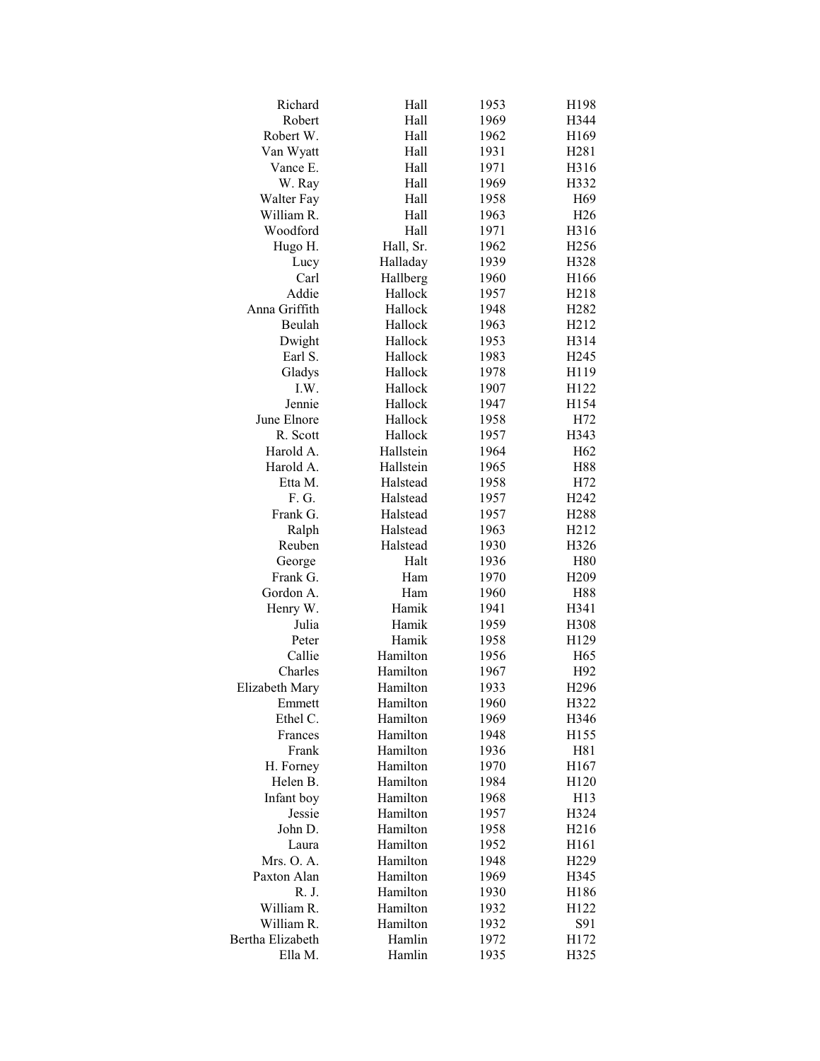| | | | |
|---|---|---|---|
| Richard | Hall | 1953 | H198 |
| Robert | Hall | 1969 | H344 |
| Robert W. | Hall | 1962 | H169 |
| Van Wyatt | Hall | 1931 | H281 |
| Vance E. | Hall | 1971 | H316 |
| W. Ray | Hall | 1969 | H332 |
| Walter Fay | Hall | 1958 | H69 |
| William R. | Hall | 1963 | H26 |
| Woodford | Hall | 1971 | H316 |
| Hugo H. | Hall, Sr. | 1962 | H256 |
| Lucy | Halladay | 1939 | H328 |
| Carl | Hallberg | 1960 | H166 |
| Addie | Hallock | 1957 | H218 |
| Anna Griffith | Hallock | 1948 | H282 |
| Beulah | Hallock | 1963 | H212 |
| Dwight | Hallock | 1953 | H314 |
| Earl S. | Hallock | 1983 | H245 |
| Gladys | Hallock | 1978 | H119 |
| I.W. | Hallock | 1907 | H122 |
| Jennie | Hallock | 1947 | H154 |
| June Elnore | Hallock | 1958 | H72 |
| R. Scott | Hallock | 1957 | H343 |
| Harold A. | Hallstein | 1964 | H62 |
| Harold A. | Hallstein | 1965 | H88 |
| Etta M. | Halstead | 1958 | H72 |
| F. G. | Halstead | 1957 | H242 |
| Frank G. | Halstead | 1957 | H288 |
| Ralph | Halstead | 1963 | H212 |
| Reuben | Halstead | 1930 | H326 |
| George | Halt | 1936 | H80 |
| Frank G. | Ham | 1970 | H209 |
| Gordon A. | Ham | 1960 | H88 |
| Henry W. | Hamik | 1941 | H341 |
| Julia | Hamik | 1959 | H308 |
| Peter | Hamik | 1958 | H129 |
| Callie | Hamilton | 1956 | H65 |
| Charles | Hamilton | 1967 | H92 |
| Elizabeth Mary | Hamilton | 1933 | H296 |
| Emmett | Hamilton | 1960 | H322 |
| Ethel C. | Hamilton | 1969 | H346 |
| Frances | Hamilton | 1948 | H155 |
| Frank | Hamilton | 1936 | H81 |
| H. Forney | Hamilton | 1970 | H167 |
| Helen B. | Hamilton | 1984 | H120 |
| Infant boy | Hamilton | 1968 | H13 |
| Jessie | Hamilton | 1957 | H324 |
| John D. | Hamilton | 1958 | H216 |
| Laura | Hamilton | 1952 | H161 |
| Mrs. O. A. | Hamilton | 1948 | H229 |
| Paxton Alan | Hamilton | 1969 | H345 |
| R. J. | Hamilton | 1930 | H186 |
| William R. | Hamilton | 1932 | H122 |
| William R. | Hamilton | 1932 | S91 |
| Bertha Elizabeth | Hamlin | 1972 | H172 |
| Ella M. | Hamlin | 1935 | H325 |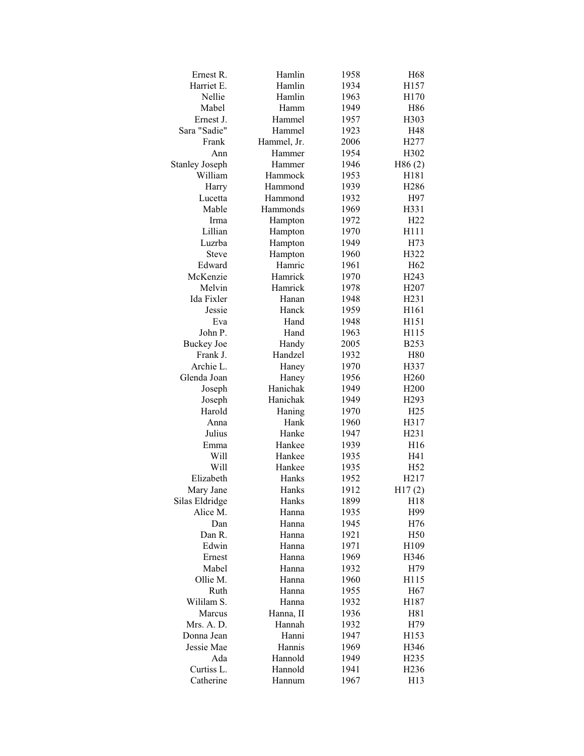| | | | |
|---|---|---|---|
| Ernest R. | Hamlin | 1958 | H68 |
| Harriet E. | Hamlin | 1934 | H157 |
| Nellie | Hamlin | 1963 | H170 |
| Mabel | Hamm | 1949 | H86 |
| Ernest J. | Hammel | 1957 | H303 |
| Sara "Sadie" | Hammel | 1923 | H48 |
| Frank | Hammel, Jr. | 2006 | H277 |
| Ann | Hammer | 1954 | H302 |
| Stanley Joseph | Hammer | 1946 | H86 (2) |
| William | Hammock | 1953 | H181 |
| Harry | Hammond | 1939 | H286 |
| Lucetta | Hammond | 1932 | H97 |
| Mable | Hammonds | 1969 | H331 |
| Irma | Hampton | 1972 | H22 |
| Lillian | Hampton | 1970 | H111 |
| Luzrba | Hampton | 1949 | H73 |
| Steve | Hampton | 1960 | H322 |
| Edward | Hamric | 1961 | H62 |
| McKenzie | Hamrick | 1970 | H243 |
| Melvin | Hamrick | 1978 | H207 |
| Ida Fixler | Hanan | 1948 | H231 |
| Jessie | Hanck | 1959 | H161 |
| Eva | Hand | 1948 | H151 |
| John P. | Hand | 1963 | H115 |
| Buckey Joe | Handy | 2005 | B253 |
| Frank J. | Handzel | 1932 | H80 |
| Archie L. | Haney | 1970 | H337 |
| Glenda Joan | Haney | 1956 | H260 |
| Joseph | Hanichak | 1949 | H200 |
| Joseph | Hanichak | 1949 | H293 |
| Harold | Haning | 1970 | H25 |
| Anna | Hank | 1960 | H317 |
| Julius | Hanke | 1947 | H231 |
| Emma | Hankee | 1939 | H16 |
| Will | Hankee | 1935 | H41 |
| Will | Hankee | 1935 | H52 |
| Elizabeth | Hanks | 1952 | H217 |
| Mary Jane | Hanks | 1912 | H17 (2) |
| Silas Eldridge | Hanks | 1899 | H18 |
| Alice M. | Hanna | 1935 | H99 |
| Dan | Hanna | 1945 | H76 |
| Dan R. | Hanna | 1921 | H50 |
| Edwin | Hanna | 1971 | H109 |
| Ernest | Hanna | 1969 | H346 |
| Mabel | Hanna | 1932 | H79 |
| Ollie M. | Hanna | 1960 | H115 |
| Ruth | Hanna | 1955 | H67 |
| Wililam S. | Hanna | 1932 | H187 |
| Marcus | Hanna, II | 1936 | H81 |
| Mrs. A. D. | Hannah | 1932 | H79 |
| Donna Jean | Hanni | 1947 | H153 |
| Jessie Mae | Hannis | 1969 | H346 |
| Ada | Hannold | 1949 | H235 |
| Curtiss L. | Hannold | 1941 | H236 |
| Catherine | Hannum | 1967 | H13 |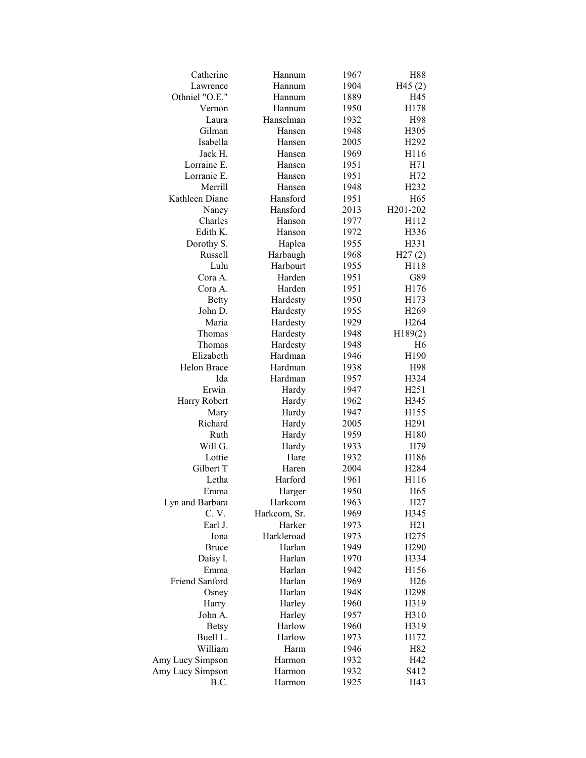| | | | |
|---|---|---|---|
| Catherine | Hannum | 1967 | H88 |
| Lawrence | Hannum | 1904 | H45 (2) |
| Othniel "O.E." | Hannum | 1889 | H45 |
| Vernon | Hannum | 1950 | H178 |
| Laura | Hanselman | 1932 | H98 |
| Gilman | Hansen | 1948 | H305 |
| Isabella | Hansen | 2005 | H292 |
| Jack H. | Hansen | 1969 | H116 |
| Lorraine E. | Hansen | 1951 | H71 |
| Lorranie E. | Hansen | 1951 | H72 |
| Merrill | Hansen | 1948 | H232 |
| Kathleen Diane | Hansford | 1951 | H65 |
| Nancy | Hansford | 2013 | H201-202 |
| Charles | Hanson | 1977 | H112 |
| Edith K. | Hanson | 1972 | H336 |
| Dorothy S. | Haplea | 1955 | H331 |
| Russell | Harbaugh | 1968 | H27 (2) |
| Lulu | Harbourt | 1955 | H118 |
| Cora A. | Harden | 1951 | G89 |
| Cora A. | Harden | 1951 | H176 |
| Betty | Hardesty | 1950 | H173 |
| John D. | Hardesty | 1955 | H269 |
| Maria | Hardesty | 1929 | H264 |
| Thomas | Hardesty | 1948 | H189(2) |
| Thomas | Hardesty | 1948 | H6 |
| Elizabeth | Hardman | 1946 | H190 |
| Helon Brace | Hardman | 1938 | H98 |
| Ida | Hardman | 1957 | H324 |
| Erwin | Hardy | 1947 | H251 |
| Harry Robert | Hardy | 1962 | H345 |
| Mary | Hardy | 1947 | H155 |
| Richard | Hardy | 2005 | H291 |
| Ruth | Hardy | 1959 | H180 |
| Will G. | Hardy | 1933 | H79 |
| Lottie | Hare | 1932 | H186 |
| Gilbert T | Haren | 2004 | H284 |
| Letha | Harford | 1961 | H116 |
| Emma | Harger | 1950 | H65 |
| Lyn and Barbara | Harkcom | 1963 | H27 |
| C. V. | Harkcom, Sr. | 1969 | H345 |
| Earl J. | Harker | 1973 | H21 |
| Iona | Harkleroad | 1973 | H275 |
| Bruce | Harlan | 1949 | H290 |
| Daisy I. | Harlan | 1970 | H334 |
| Emma | Harlan | 1942 | H156 |
| Friend Sanford | Harlan | 1969 | H26 |
| Osney | Harlan | 1948 | H298 |
| Harry | Harley | 1960 | H319 |
| John A. | Harley | 1957 | H310 |
| Betsy | Harlow | 1960 | H319 |
| Buell L. | Harlow | 1973 | H172 |
| William | Harm | 1946 | H82 |
| Amy Lucy Simpson | Harmon | 1932 | H42 |
| Amy Lucy Simpson | Harmon | 1932 | S412 |
| B.C. | Harmon | 1925 | H43 |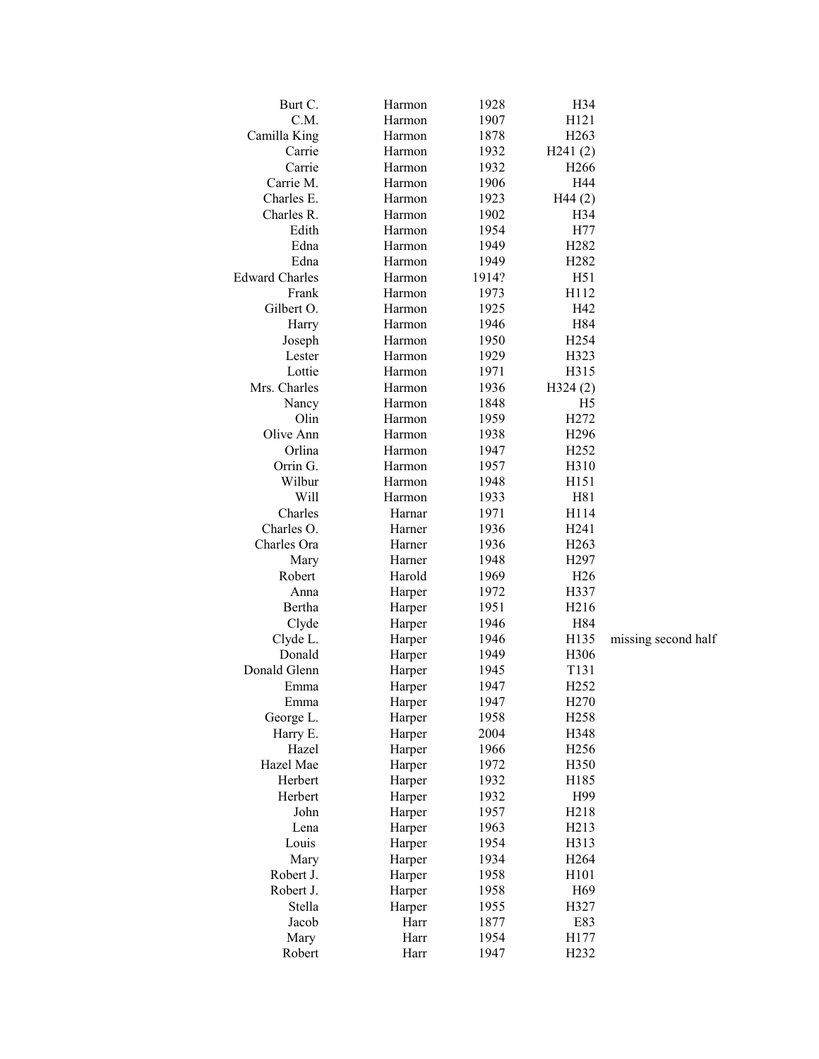| | | | | |
|---|---|---|---|---|
| Burt C. | Harmon | 1928 | H34 | |
| C.M. | Harmon | 1907 | H121 | |
| Camilla King | Harmon | 1878 | H263 | |
| Carrie | Harmon | 1932 | H241 (2) | |
| Carrie | Harmon | 1932 | H266 | |
| Carrie M. | Harmon | 1906 | H44 | |
| Charles E. | Harmon | 1923 | H44 (2) | |
| Charles R. | Harmon | 1902 | H34 | |
| Edith | Harmon | 1954 | H77 | |
| Edna | Harmon | 1949 | H282 | |
| Edna | Harmon | 1949 | H282 | |
| Edward Charles | Harmon | 1914? | H51 | |
| Frank | Harmon | 1973 | H112 | |
| Gilbert O. | Harmon | 1925 | H42 | |
| Harry | Harmon | 1946 | H84 | |
| Joseph | Harmon | 1950 | H254 | |
| Lester | Harmon | 1929 | H323 | |
| Lottie | Harmon | 1971 | H315 | |
| Mrs. Charles | Harmon | 1936 | H324 (2) | |
| Nancy | Harmon | 1848 | H5 | |
| Olin | Harmon | 1959 | H272 | |
| Olive Ann | Harmon | 1938 | H296 | |
| Orlina | Harmon | 1947 | H252 | |
| Orrin G. | Harmon | 1957 | H310 | |
| Wilbur | Harmon | 1948 | H151 | |
| Will | Harmon | 1933 | H81 | |
| Charles | Harnar | 1971 | H114 | |
| Charles O. | Harner | 1936 | H241 | |
| Charles Ora | Harner | 1936 | H263 | |
| Mary | Harner | 1948 | H297 | |
| Robert | Harold | 1969 | H26 | |
| Anna | Harper | 1972 | H337 | |
| Bertha | Harper | 1951 | H216 | |
| Clyde | Harper | 1946 | H84 | |
| Clyde L. | Harper | 1946 | H135 | missing second half |
| Donald | Harper | 1949 | H306 | |
| Donald Glenn | Harper | 1945 | T131 | |
| Emma | Harper | 1947 | H252 | |
| Emma | Harper | 1947 | H270 | |
| George L. | Harper | 1958 | H258 | |
| Harry E. | Harper | 2004 | H348 | |
| Hazel | Harper | 1966 | H256 | |
| Hazel Mae | Harper | 1972 | H350 | |
| Herbert | Harper | 1932 | H185 | |
| Herbert | Harper | 1932 | H99 | |
| John | Harper | 1957 | H218 | |
| Lena | Harper | 1963 | H213 | |
| Louis | Harper | 1954 | H313 | |
| Mary | Harper | 1934 | H264 | |
| Robert J. | Harper | 1958 | H101 | |
| Robert J. | Harper | 1958 | H69 | |
| Stella | Harper | 1955 | H327 | |
| Jacob | Harr | 1877 | E83 | |
| Mary | Harr | 1954 | H177 | |
| Robert | Harr | 1947 | H232 | |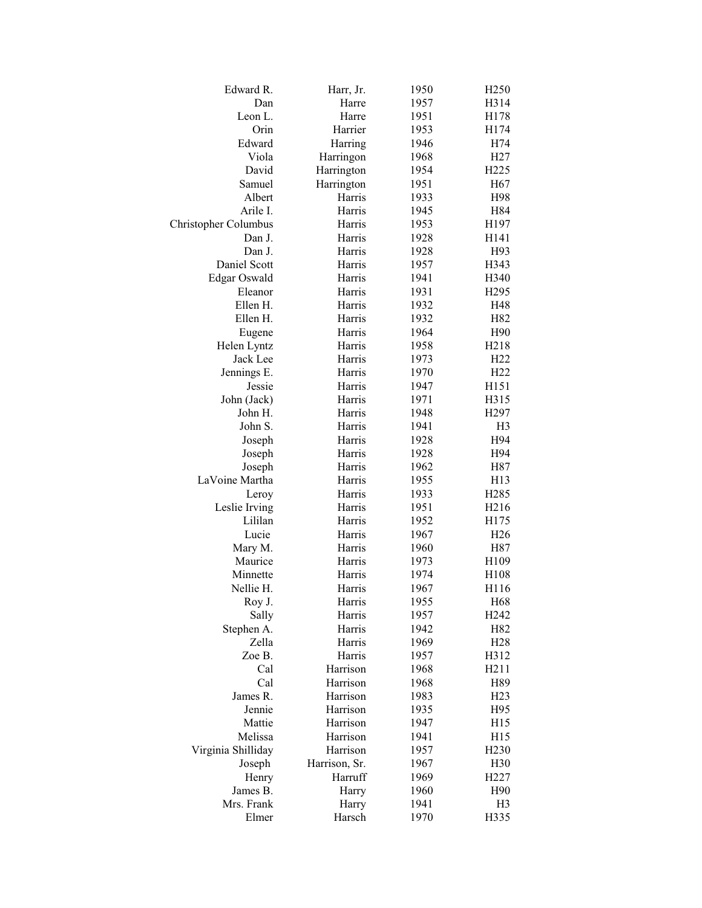| | | | |
|---|---|---|---|
| Edward R. | Harr, Jr. | 1950 | H250 |
| Dan | Harre | 1957 | H314 |
| Leon L. | Harre | 1951 | H178 |
| Orin | Harrier | 1953 | H174 |
| Edward | Harring | 1946 | H74 |
| Viola | Harringon | 1968 | H27 |
| David | Harrington | 1954 | H225 |
| Samuel | Harrington | 1951 | H67 |
| Albert | Harris | 1933 | H98 |
| Arile I. | Harris | 1945 | H84 |
| Christopher Columbus | Harris | 1953 | H197 |
| Dan J. | Harris | 1928 | H141 |
| Dan J. | Harris | 1928 | H93 |
| Daniel Scott | Harris | 1957 | H343 |
| Edgar Oswald | Harris | 1941 | H340 |
| Eleanor | Harris | 1931 | H295 |
| Ellen H. | Harris | 1932 | H48 |
| Ellen H. | Harris | 1932 | H82 |
| Eugene | Harris | 1964 | H90 |
| Helen Lyntz | Harris | 1958 | H218 |
| Jack Lee | Harris | 1973 | H22 |
| Jennings E. | Harris | 1970 | H22 |
| Jessie | Harris | 1947 | H151 |
| John (Jack) | Harris | 1971 | H315 |
| John H. | Harris | 1948 | H297 |
| John S. | Harris | 1941 | H3 |
| Joseph | Harris | 1928 | H94 |
| Joseph | Harris | 1928 | H94 |
| Joseph | Harris | 1962 | H87 |
| LaVoine Martha | Harris | 1955 | H13 |
| Leroy | Harris | 1933 | H285 |
| Leslie Irving | Harris | 1951 | H216 |
| Lililan | Harris | 1952 | H175 |
| Lucie | Harris | 1967 | H26 |
| Mary M. | Harris | 1960 | H87 |
| Maurice | Harris | 1973 | H109 |
| Minnette | Harris | 1974 | H108 |
| Nellie H. | Harris | 1967 | H116 |
| Roy J. | Harris | 1955 | H68 |
| Sally | Harris | 1957 | H242 |
| Stephen A. | Harris | 1942 | H82 |
| Zella | Harris | 1969 | H28 |
| Zoe B. | Harris | 1957 | H312 |
| Cal | Harrison | 1968 | H211 |
| Cal | Harrison | 1968 | H89 |
| James R. | Harrison | 1983 | H23 |
| Jennie | Harrison | 1935 | H95 |
| Mattie | Harrison | 1947 | H15 |
| Melissa | Harrison | 1941 | H15 |
| Virginia Shilliday | Harrison | 1957 | H230 |
| Joseph | Harrison, Sr. | 1967 | H30 |
| Henry | Harruff | 1969 | H227 |
| James B. | Harry | 1960 | H90 |
| Mrs. Frank | Harry | 1941 | H3 |
| Elmer | Harsch | 1970 | H335 |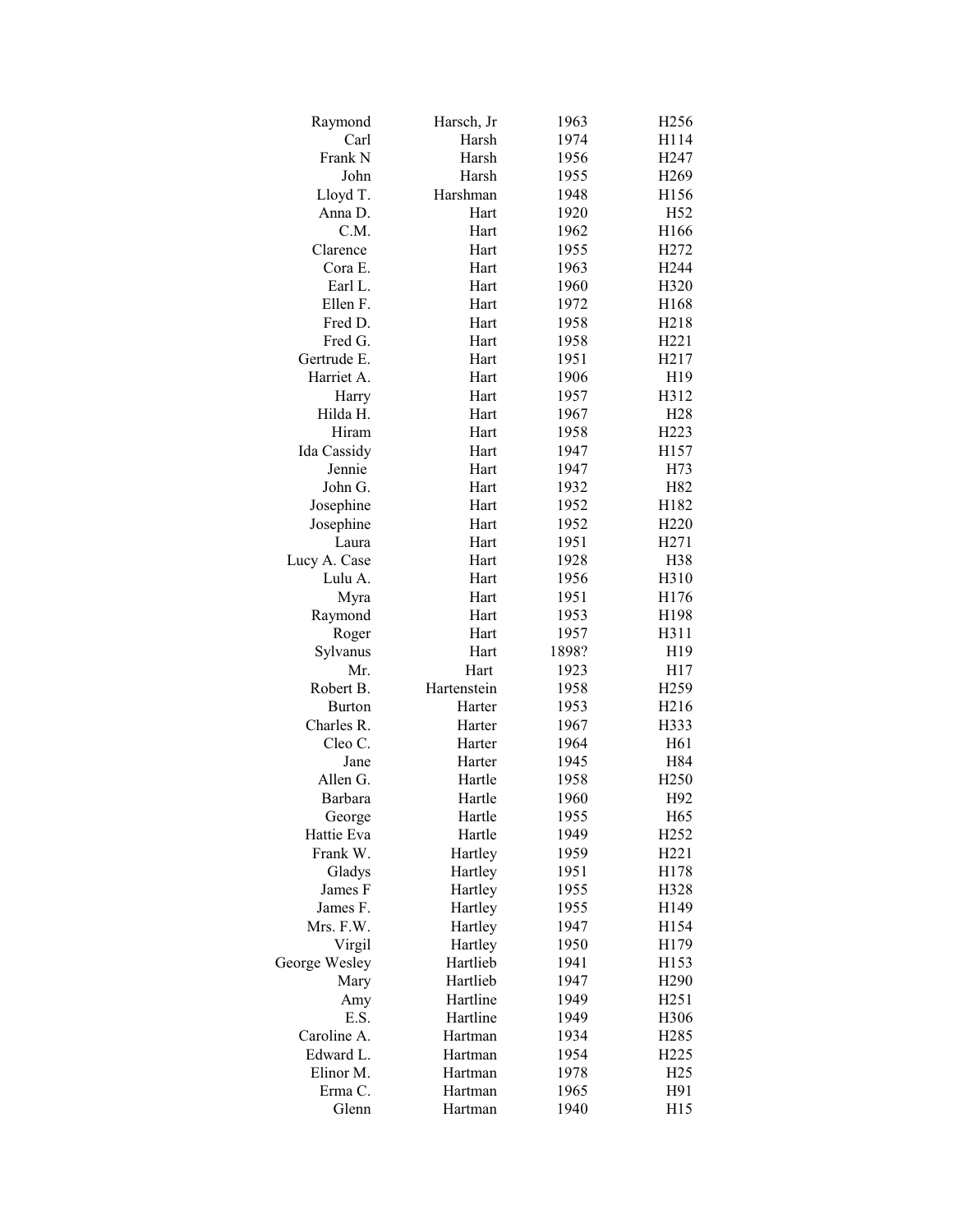| | | | |
|---|---|---|---|
| Raymond | Harsch, Jr | 1963 | H256 |
| Carl | Harsh | 1974 | H114 |
| Frank N | Harsh | 1956 | H247 |
| John | Harsh | 1955 | H269 |
| Lloyd T. | Harshman | 1948 | H156 |
| Anna D. | Hart | 1920 | H52 |
| C.M. | Hart | 1962 | H166 |
| Clarence | Hart | 1955 | H272 |
| Cora E. | Hart | 1963 | H244 |
| Earl L. | Hart | 1960 | H320 |
| Ellen F. | Hart | 1972 | H168 |
| Fred D. | Hart | 1958 | H218 |
| Fred G. | Hart | 1958 | H221 |
| Gertrude E. | Hart | 1951 | H217 |
| Harriet A. | Hart | 1906 | H19 |
| Harry | Hart | 1957 | H312 |
| Hilda H. | Hart | 1967 | H28 |
| Hiram | Hart | 1958 | H223 |
| Ida Cassidy | Hart | 1947 | H157 |
| Jennie | Hart | 1947 | H73 |
| John G. | Hart | 1932 | H82 |
| Josephine | Hart | 1952 | H182 |
| Josephine | Hart | 1952 | H220 |
| Laura | Hart | 1951 | H271 |
| Lucy A. Case | Hart | 1928 | H38 |
| Lulu A. | Hart | 1956 | H310 |
| Myra | Hart | 1951 | H176 |
| Raymond | Hart | 1953 | H198 |
| Roger | Hart | 1957 | H311 |
| Sylvanus | Hart | 1898? | H19 |
| Mr. | Hart | 1923 | H17 |
| Robert B. | Hartenstein | 1958 | H259 |
| Burton | Harter | 1953 | H216 |
| Charles R. | Harter | 1967 | H333 |
| Cleo C. | Harter | 1964 | H61 |
| Jane | Harter | 1945 | H84 |
| Allen G. | Hartle | 1958 | H250 |
| Barbara | Hartle | 1960 | H92 |
| George | Hartle | 1955 | H65 |
| Hattie Eva | Hartle | 1949 | H252 |
| Frank W. | Hartley | 1959 | H221 |
| Gladys | Hartley | 1951 | H178 |
| James F | Hartley | 1955 | H328 |
| James F. | Hartley | 1955 | H149 |
| Mrs. F.W. | Hartley | 1947 | H154 |
| Virgil | Hartley | 1950 | H179 |
| George Wesley | Hartlieb | 1941 | H153 |
| Mary | Hartlieb | 1947 | H290 |
| Amy | Hartline | 1949 | H251 |
| E.S. | Hartline | 1949 | H306 |
| Caroline A. | Hartman | 1934 | H285 |
| Edward L. | Hartman | 1954 | H225 |
| Elinor M. | Hartman | 1978 | H25 |
| Erma C. | Hartman | 1965 | H91 |
| Glenn | Hartman | 1940 | H15 |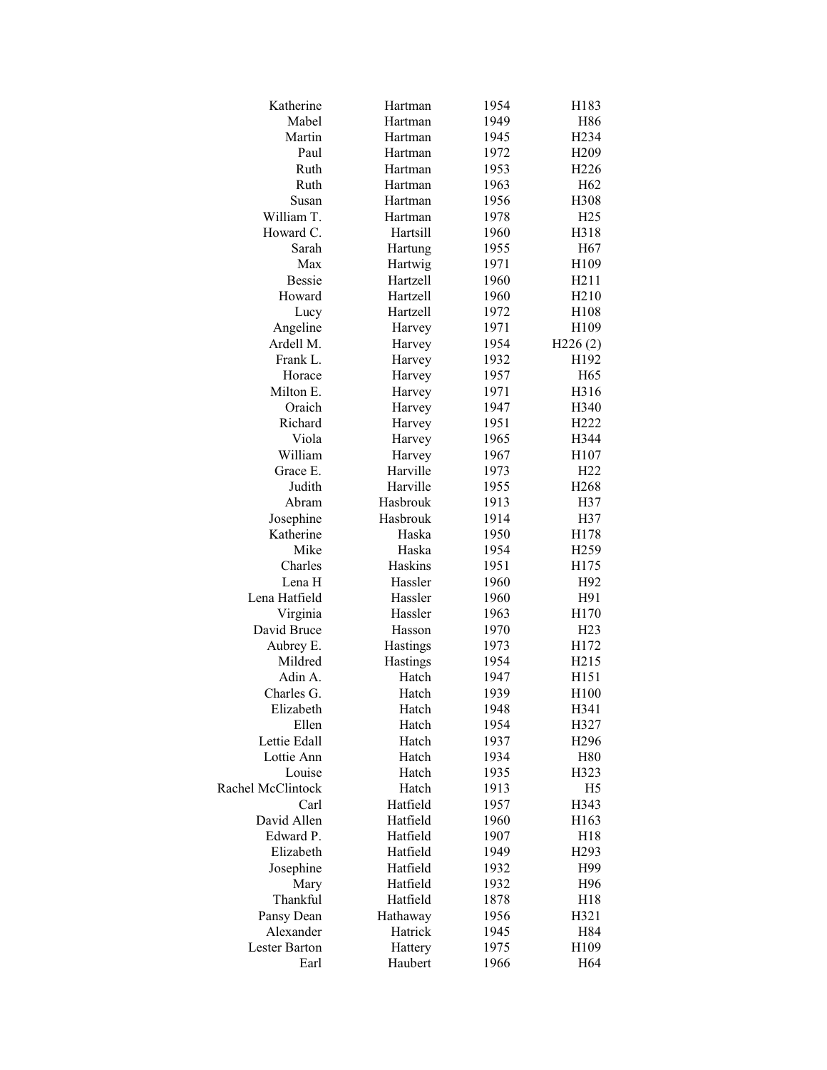| | | | |
|---|---|---|---|
| Katherine | Hartman | 1954 | H183 |
| Mabel | Hartman | 1949 | H86 |
| Martin | Hartman | 1945 | H234 |
| Paul | Hartman | 1972 | H209 |
| Ruth | Hartman | 1953 | H226 |
| Ruth | Hartman | 1963 | H62 |
| Susan | Hartman | 1956 | H308 |
| William T. | Hartman | 1978 | H25 |
| Howard C. | Hartsill | 1960 | H318 |
| Sarah | Hartung | 1955 | H67 |
| Max | Hartwig | 1971 | H109 |
| Bessie | Hartzell | 1960 | H211 |
| Howard | Hartzell | 1960 | H210 |
| Lucy | Hartzell | 1972 | H108 |
| Angeline | Harvey | 1971 | H109 |
| Ardell M. | Harvey | 1954 | H226 (2) |
| Frank L. | Harvey | 1932 | H192 |
| Horace | Harvey | 1957 | H65 |
| Milton E. | Harvey | 1971 | H316 |
| Oraich | Harvey | 1947 | H340 |
| Richard | Harvey | 1951 | H222 |
| Viola | Harvey | 1965 | H344 |
| William | Harvey | 1967 | H107 |
| Grace E. | Harville | 1973 | H22 |
| Judith | Harville | 1955 | H268 |
| Abram | Hasbrouk | 1913 | H37 |
| Josephine | Hasbrouk | 1914 | H37 |
| Katherine | Haska | 1950 | H178 |
| Mike | Haska | 1954 | H259 |
| Charles | Haskins | 1951 | H175 |
| Lena H | Hassler | 1960 | H92 |
| Lena Hatfield | Hassler | 1960 | H91 |
| Virginia | Hassler | 1963 | H170 |
| David Bruce | Hasson | 1970 | H23 |
| Aubrey E. | Hastings | 1973 | H172 |
| Mildred | Hastings | 1954 | H215 |
| Adin A. | Hatch | 1947 | H151 |
| Charles G. | Hatch | 1939 | H100 |
| Elizabeth | Hatch | 1948 | H341 |
| Ellen | Hatch | 1954 | H327 |
| Lettie Edall | Hatch | 1937 | H296 |
| Lottie Ann | Hatch | 1934 | H80 |
| Louise | Hatch | 1935 | H323 |
| Rachel McClintock | Hatch | 1913 | H5 |
| Carl | Hatfield | 1957 | H343 |
| David Allen | Hatfield | 1960 | H163 |
| Edward P. | Hatfield | 1907 | H18 |
| Elizabeth | Hatfield | 1949 | H293 |
| Josephine | Hatfield | 1932 | H99 |
| Mary | Hatfield | 1932 | H96 |
| Thankful | Hatfield | 1878 | H18 |
| Pansy Dean | Hathaway | 1956 | H321 |
| Alexander | Hatrick | 1945 | H84 |
| Lester Barton | Hattery | 1975 | H109 |
| Earl | Haubert | 1966 | H64 |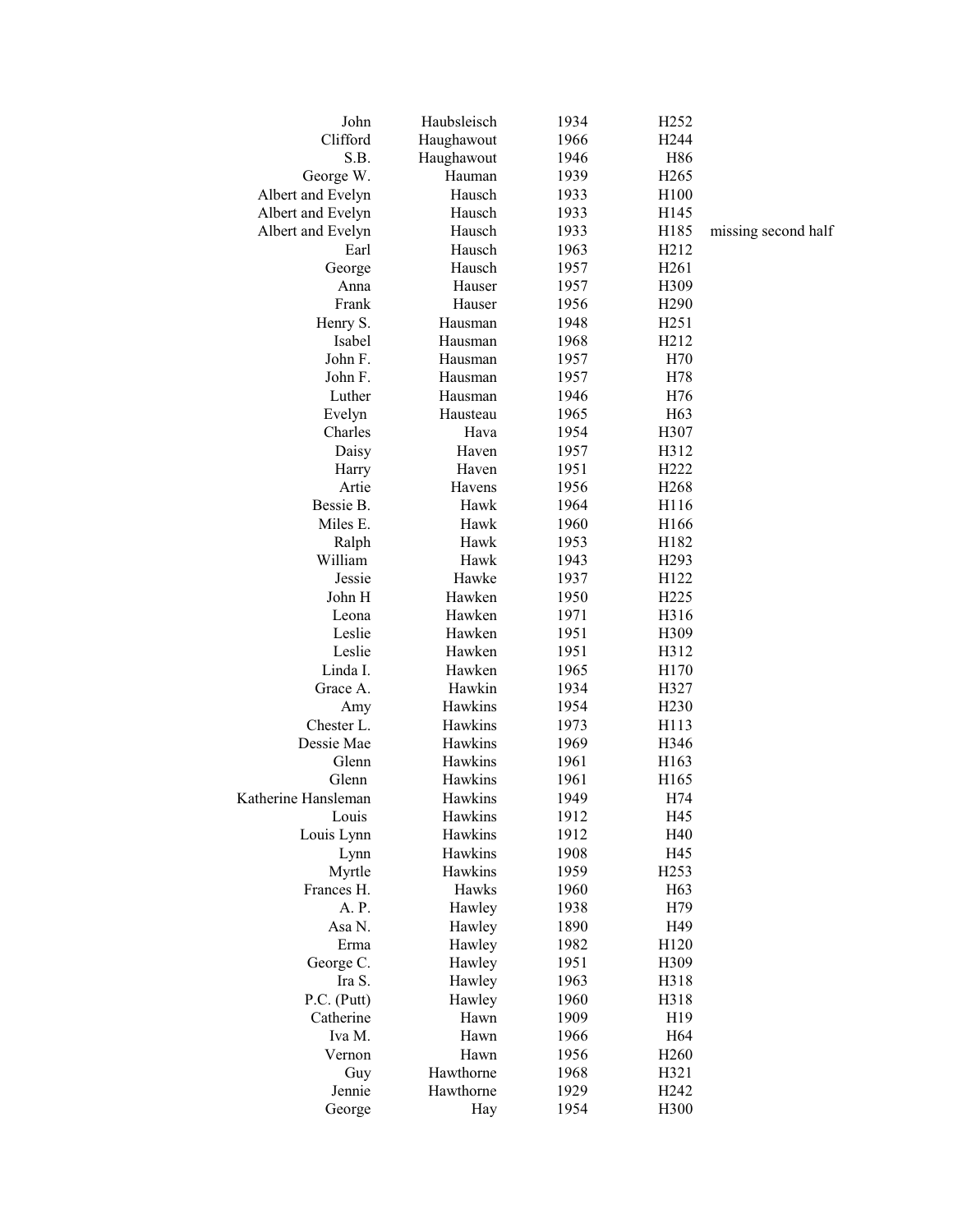| | | | | |
|---|---|---|---|---|
| John | Haubsleisch | 1934 | H252 | |
| Clifford | Haughawout | 1966 | H244 | |
| S.B. | Haughawout | 1946 | H86 | |
| George W. | Hauman | 1939 | H265 | |
| Albert and Evelyn | Hausch | 1933 | H100 | |
| Albert and Evelyn | Hausch | 1933 | H145 | |
| Albert and Evelyn | Hausch | 1933 | H185 | missing second half |
| Earl | Hausch | 1963 | H212 | |
| George | Hausch | 1957 | H261 | |
| Anna | Hauser | 1957 | H309 | |
| Frank | Hauser | 1956 | H290 | |
| Henry S. | Hausman | 1948 | H251 | |
| Isabel | Hausman | 1968 | H212 | |
| John F. | Hausman | 1957 | H70 | |
| John F. | Hausman | 1957 | H78 | |
| Luther | Hausman | 1946 | H76 | |
| Evelyn | Hausteau | 1965 | H63 | |
| Charles | Hava | 1954 | H307 | |
| Daisy | Haven | 1957 | H312 | |
| Harry | Haven | 1951 | H222 | |
| Artie | Havens | 1956 | H268 | |
| Bessie B. | Hawk | 1964 | H116 | |
| Miles E. | Hawk | 1960 | H166 | |
| Ralph | Hawk | 1953 | H182 | |
| William | Hawk | 1943 | H293 | |
| Jessie | Hawke | 1937 | H122 | |
| John H | Hawken | 1950 | H225 | |
| Leona | Hawken | 1971 | H316 | |
| Leslie | Hawken | 1951 | H309 | |
| Leslie | Hawken | 1951 | H312 | |
| Linda I. | Hawken | 1965 | H170 | |
| Grace A. | Hawkin | 1934 | H327 | |
| Amy | Hawkins | 1954 | H230 | |
| Chester L. | Hawkins | 1973 | H113 | |
| Dessie Mae | Hawkins | 1969 | H346 | |
| Glenn | Hawkins | 1961 | H163 | |
| Glenn | Hawkins | 1961 | H165 | |
| Katherine Hansleman | Hawkins | 1949 | H74 | |
| Louis | Hawkins | 1912 | H45 | |
| Louis Lynn | Hawkins | 1912 | H40 | |
| Lynn | Hawkins | 1908 | H45 | |
| Myrtle | Hawkins | 1959 | H253 | |
| Frances H. | Hawks | 1960 | H63 | |
| A. P. | Hawley | 1938 | H79 | |
| Asa N. | Hawley | 1890 | H49 | |
| Erma | Hawley | 1982 | H120 | |
| George C. | Hawley | 1951 | H309 | |
| Ira S. | Hawley | 1963 | H318 | |
| P.C. (Putt) | Hawley | 1960 | H318 | |
| Catherine | Hawn | 1909 | H19 | |
| Iva M. | Hawn | 1966 | H64 | |
| Vernon | Hawn | 1956 | H260 | |
| Guy | Hawthorne | 1968 | H321 | |
| Jennie | Hawthorne | 1929 | H242 | |
| George | Hay | 1954 | H300 | |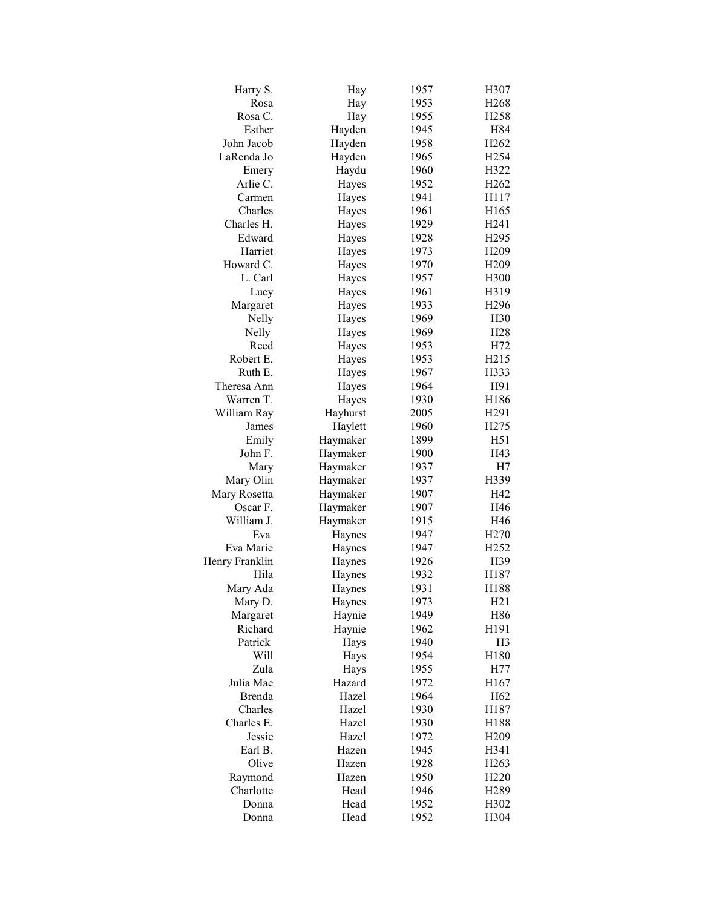| | | | |
|---|---|---|---|
| Harry S. | Hay | 1957 | H307 |
| Rosa | Hay | 1953 | H268 |
| Rosa C. | Hay | 1955 | H258 |
| Esther | Hayden | 1945 | H84 |
| John Jacob | Hayden | 1958 | H262 |
| LaRenda Jo | Hayden | 1965 | H254 |
| Emery | Haydu | 1960 | H322 |
| Arlie C. | Hayes | 1952 | H262 |
| Carmen | Hayes | 1941 | H117 |
| Charles | Hayes | 1961 | H165 |
| Charles H. | Hayes | 1929 | H241 |
| Edward | Hayes | 1928 | H295 |
| Harriet | Hayes | 1973 | H209 |
| Howard C. | Hayes | 1970 | H209 |
| L. Carl | Hayes | 1957 | H300 |
| Lucy | Hayes | 1961 | H319 |
| Margaret | Hayes | 1933 | H296 |
| Nelly | Hayes | 1969 | H30 |
| Nelly | Hayes | 1969 | H28 |
| Reed | Hayes | 1953 | H72 |
| Robert E. | Hayes | 1953 | H215 |
| Ruth E. | Hayes | 1967 | H333 |
| Theresa Ann | Hayes | 1964 | H91 |
| Warren T. | Hayes | 1930 | H186 |
| William Ray | Hayhurst | 2005 | H291 |
| James | Haylett | 1960 | H275 |
| Emily | Haymaker | 1899 | H51 |
| John F. | Haymaker | 1900 | H43 |
| Mary | Haymaker | 1937 | H7 |
| Mary Olin | Haymaker | 1937 | H339 |
| Mary Rosetta | Haymaker | 1907 | H42 |
| Oscar F. | Haymaker | 1907 | H46 |
| William J. | Haymaker | 1915 | H46 |
| Eva | Haynes | 1947 | H270 |
| Eva Marie | Haynes | 1947 | H252 |
| Henry Franklin | Haynes | 1926 | H39 |
| Hila | Haynes | 1932 | H187 |
| Mary Ada | Haynes | 1931 | H188 |
| Mary D. | Haynes | 1973 | H21 |
| Margaret | Haynie | 1949 | H86 |
| Richard | Haynie | 1962 | H191 |
| Patrick | Hays | 1940 | H3 |
| Will | Hays | 1954 | H180 |
| Zula | Hays | 1955 | H77 |
| Julia Mae | Hazard | 1972 | H167 |
| Brenda | Hazel | 1964 | H62 |
| Charles | Hazel | 1930 | H187 |
| Charles E. | Hazel | 1930 | H188 |
| Jessie | Hazel | 1972 | H209 |
| Earl B. | Hazen | 1945 | H341 |
| Olive | Hazen | 1928 | H263 |
| Raymond | Hazen | 1950 | H220 |
| Charlotte | Head | 1946 | H289 |
| Donna | Head | 1952 | H302 |
| Donna | Head | 1952 | H304 |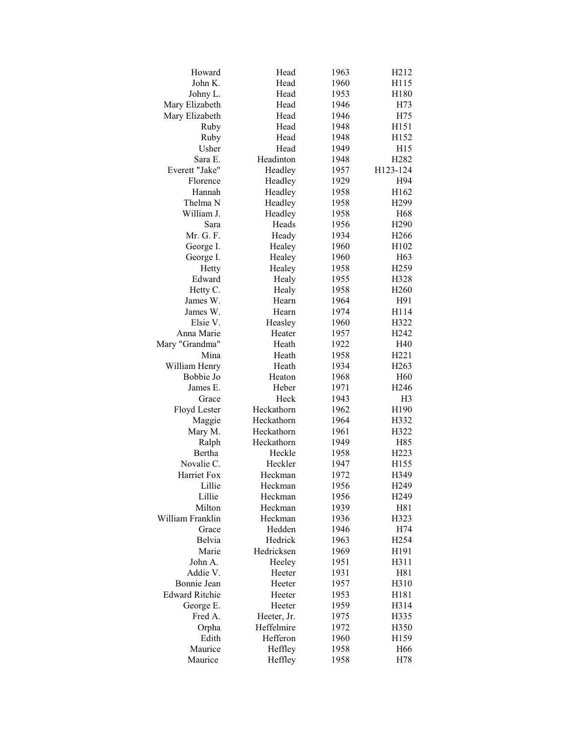| | | | |
|---|---|---|---|
| Howard | Head | 1963 | H212 |
| John K. | Head | 1960 | H115 |
| Johny L. | Head | 1953 | H180 |
| Mary Elizabeth | Head | 1946 | H73 |
| Mary Elizabeth | Head | 1946 | H75 |
| Ruby | Head | 1948 | H151 |
| Ruby | Head | 1948 | H152 |
| Usher | Head | 1949 | H15 |
| Sara E. | Headinton | 1948 | H282 |
| Everett "Jake" | Headley | 1957 | H123-124 |
| Florence | Headley | 1929 | H94 |
| Hannah | Headley | 1958 | H162 |
| Thelma N | Headley | 1958 | H299 |
| William J. | Headley | 1958 | H68 |
| Sara | Heads | 1956 | H290 |
| Mr. G. F. | Heady | 1934 | H266 |
| George I. | Healey | 1960 | H102 |
| George I. | Healey | 1960 | H63 |
| Hetty | Healey | 1958 | H259 |
| Edward | Healy | 1955 | H328 |
| Hetty C. | Healy | 1958 | H260 |
| James W. | Hearn | 1964 | H91 |
| James W. | Hearn | 1974 | H114 |
| Elsie V. | Heasley | 1960 | H322 |
| Anna Marie | Heater | 1957 | H242 |
| Mary "Grandma" | Heath | 1922 | H40 |
| Mina | Heath | 1958 | H221 |
| William Henry | Heath | 1934 | H263 |
| Bobbie Jo | Heaton | 1968 | H60 |
| James E. | Heber | 1971 | H246 |
| Grace | Heck | 1943 | H3 |
| Floyd Lester | Heckathorn | 1962 | H190 |
| Maggie | Heckathorn | 1964 | H332 |
| Mary M. | Heckathorn | 1961 | H322 |
| Ralph | Heckathorn | 1949 | H85 |
| Bertha | Heckle | 1958 | H223 |
| Novalie C. | Heckler | 1947 | H155 |
| Harriet Fox | Heckman | 1972 | H349 |
| Lillie | Heckman | 1956 | H249 |
| Lillie | Heckman | 1956 | H249 |
| Milton | Heckman | 1939 | H81 |
| William Franklin | Heckman | 1936 | H323 |
| Grace | Hedden | 1946 | H74 |
| Belvia | Hedrick | 1963 | H254 |
| Marie | Hedricksen | 1969 | H191 |
| John A. | Heeley | 1951 | H311 |
| Addie V. | Heeter | 1931 | H81 |
| Bonnie Jean | Heeter | 1957 | H310 |
| Edward Ritchie | Heeter | 1953 | H181 |
| George E. | Heeter | 1959 | H314 |
| Fred A. | Heeter, Jr. | 1975 | H335 |
| Orpha | Heffelmire | 1972 | H350 |
| Edith | Hefferon | 1960 | H159 |
| Maurice | Heffley | 1958 | H66 |
| Maurice | Heffley | 1958 | H78 |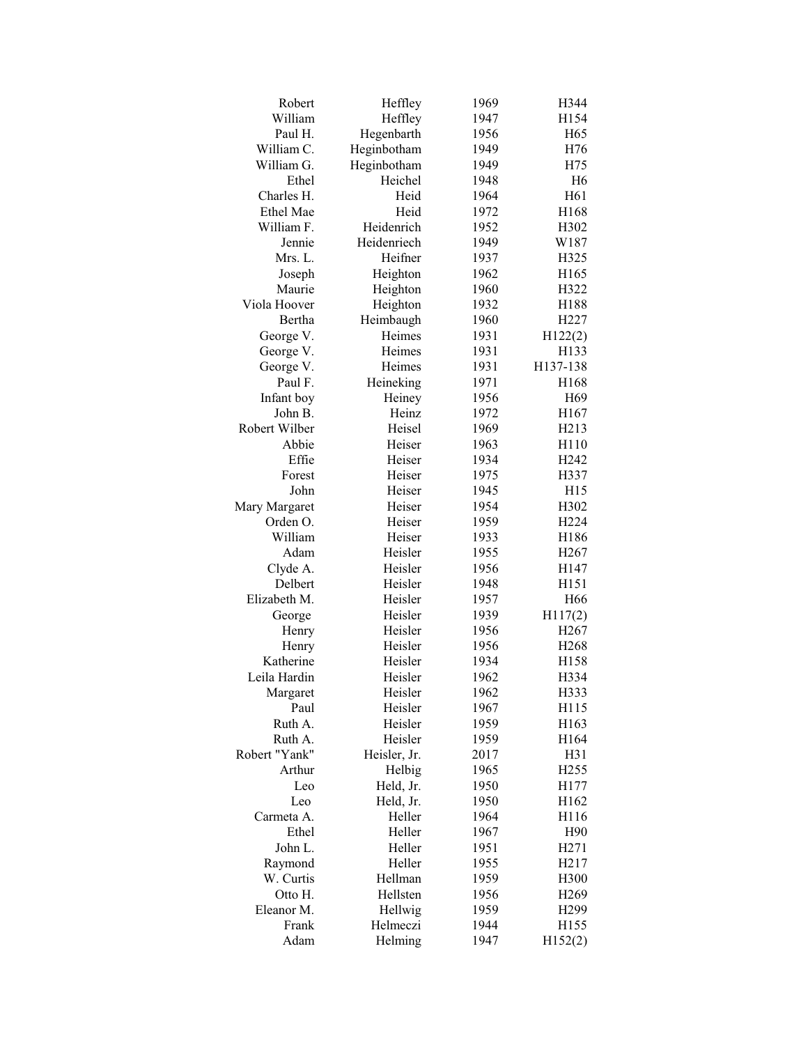| | | | |
|---|---|---|---|
| Robert | Heffley | 1969 | H344 |
| William | Heffley | 1947 | H154 |
| Paul H. | Hegenbarth | 1956 | H65 |
| William C. | Heginbotham | 1949 | H76 |
| William G. | Heginbotham | 1949 | H75 |
| Ethel | Heichel | 1948 | H6 |
| Charles H. | Heid | 1964 | H61 |
| Ethel Mae | Heid | 1972 | H168 |
| William F. | Heidenrich | 1952 | H302 |
| Jennie | Heidenriech | 1949 | W187 |
| Mrs. L. | Heifner | 1937 | H325 |
| Joseph | Heighton | 1962 | H165 |
| Maurie | Heighton | 1960 | H322 |
| Viola Hoover | Heighton | 1932 | H188 |
| Bertha | Heimbaugh | 1960 | H227 |
| George V. | Heimes | 1931 | H122(2) |
| George V. | Heimes | 1931 | H133 |
| George V. | Heimes | 1931 | H137-138 |
| Paul F. | Heineking | 1971 | H168 |
| Infant boy | Heiney | 1956 | H69 |
| John B. | Heinz | 1972 | H167 |
| Robert Wilber | Heisel | 1969 | H213 |
| Abbie | Heiser | 1963 | H110 |
| Effie | Heiser | 1934 | H242 |
| Forest | Heiser | 1975 | H337 |
| John | Heiser | 1945 | H15 |
| Mary Margaret | Heiser | 1954 | H302 |
| Orden O. | Heiser | 1959 | H224 |
| William | Heiser | 1933 | H186 |
| Adam | Heisler | 1955 | H267 |
| Clyde A. | Heisler | 1956 | H147 |
| Delbert | Heisler | 1948 | H151 |
| Elizabeth M. | Heisler | 1957 | H66 |
| George | Heisler | 1939 | H117(2) |
| Henry | Heisler | 1956 | H267 |
| Henry | Heisler | 1956 | H268 |
| Katherine | Heisler | 1934 | H158 |
| Leila Hardin | Heisler | 1962 | H334 |
| Margaret | Heisler | 1962 | H333 |
| Paul | Heisler | 1967 | H115 |
| Ruth A. | Heisler | 1959 | H163 |
| Ruth A. | Heisler | 1959 | H164 |
| Robert "Yank" | Heisler, Jr. | 2017 | H31 |
| Arthur | Helbig | 1965 | H255 |
| Leo | Held, Jr. | 1950 | H177 |
| Leo | Held, Jr. | 1950 | H162 |
| Carmeta A. | Heller | 1964 | H116 |
| Ethel | Heller | 1967 | H90 |
| John L. | Heller | 1951 | H271 |
| Raymond | Heller | 1955 | H217 |
| W. Curtis | Hellman | 1959 | H300 |
| Otto H. | Hellsten | 1956 | H269 |
| Eleanor M. | Hellwig | 1959 | H299 |
| Frank | Helmeczi | 1944 | H155 |
| Adam | Helming | 1947 | H152(2) |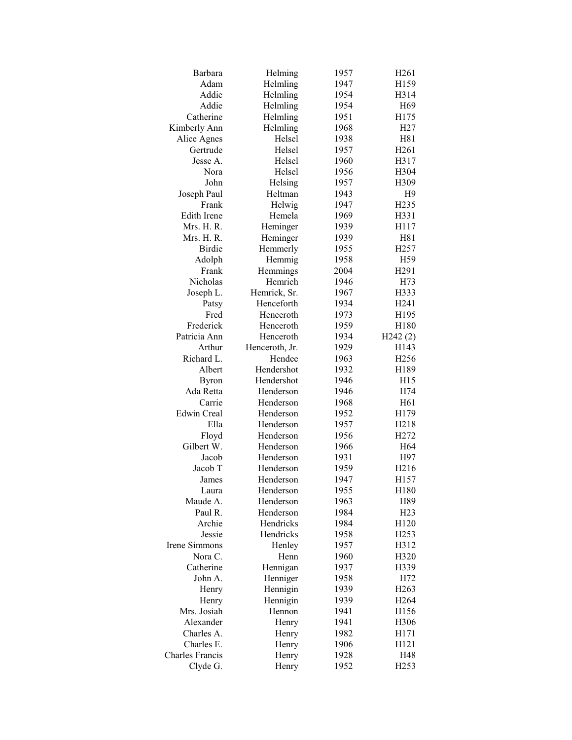| | | | |
|---|---|---|---|
| Barbara | Helming | 1957 | H261 |
| Adam | Helmling | 1947 | H159 |
| Addie | Helmling | 1954 | H314 |
| Addie | Helmling | 1954 | H69 |
| Catherine | Helmling | 1951 | H175 |
| Kimberly Ann | Helmling | 1968 | H27 |
| Alice Agnes | Helsel | 1938 | H81 |
| Gertrude | Helsel | 1957 | H261 |
| Jesse A. | Helsel | 1960 | H317 |
| Nora | Helsel | 1956 | H304 |
| John | Helsing | 1957 | H309 |
| Joseph Paul | Heltman | 1943 | H9 |
| Frank | Helwig | 1947 | H235 |
| Edith Irene | Hemela | 1969 | H331 |
| Mrs. H. R. | Heminger | 1939 | H117 |
| Mrs. H. R. | Heminger | 1939 | H81 |
| Birdie | Hemmerly | 1955 | H257 |
| Adolph | Hemmig | 1958 | H59 |
| Frank | Hemmings | 2004 | H291 |
| Nicholas | Hemrich | 1946 | H73 |
| Joseph L. | Hemrick, Sr. | 1967 | H333 |
| Patsy | Henceforth | 1934 | H241 |
| Fred | Henceroth | 1973 | H195 |
| Frederick | Henceroth | 1959 | H180 |
| Patricia Ann | Henceroth | 1934 | H242 (2) |
| Arthur | Henceroth, Jr. | 1929 | H143 |
| Richard L. | Hendee | 1963 | H256 |
| Albert | Hendershot | 1932 | H189 |
| Byron | Hendershot | 1946 | H15 |
| Ada Retta | Henderson | 1946 | H74 |
| Carrie | Henderson | 1968 | H61 |
| Edwin Creal | Henderson | 1952 | H179 |
| Ella | Henderson | 1957 | H218 |
| Floyd | Henderson | 1956 | H272 |
| Gilbert W. | Henderson | 1966 | H64 |
| Jacob | Henderson | 1931 | H97 |
| Jacob T | Henderson | 1959 | H216 |
| James | Henderson | 1947 | H157 |
| Laura | Henderson | 1955 | H180 |
| Maude A. | Henderson | 1963 | H89 |
| Paul R. | Henderson | 1984 | H23 |
| Archie | Hendricks | 1984 | H120 |
| Jessie | Hendricks | 1958 | H253 |
| Irene Simmons | Henley | 1957 | H312 |
| Nora C. | Henn | 1960 | H320 |
| Catherine | Hennigan | 1937 | H339 |
| John A. | Henniger | 1958 | H72 |
| Henry | Hennigin | 1939 | H263 |
| Henry | Hennigin | 1939 | H264 |
| Mrs. Josiah | Hennon | 1941 | H156 |
| Alexander | Henry | 1941 | H306 |
| Charles A. | Henry | 1982 | H171 |
| Charles E. | Henry | 1906 | H121 |
| Charles Francis | Henry | 1928 | H48 |
| Clyde G. | Henry | 1952 | H253 |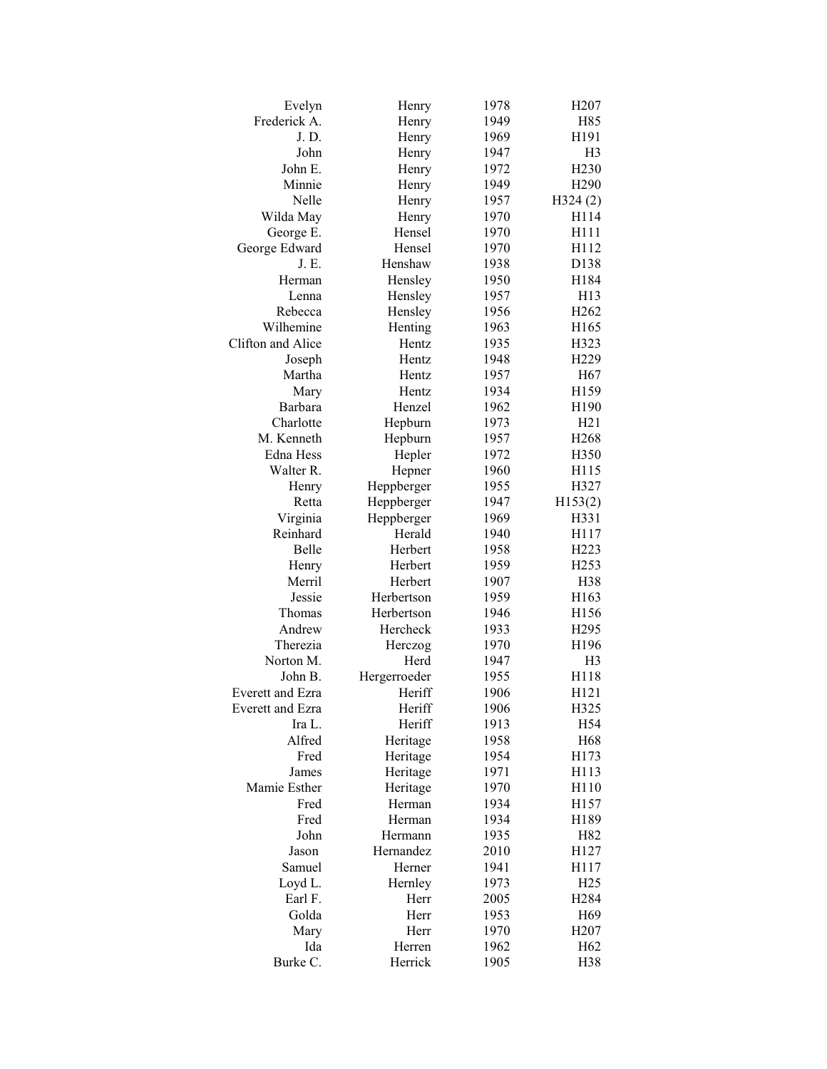| | | | |
|---|---|---|---|
| Evelyn | Henry | 1978 | H207 |
| Frederick A. | Henry | 1949 | H85 |
| J. D. | Henry | 1969 | H191 |
| John | Henry | 1947 | H3 |
| John E. | Henry | 1972 | H230 |
| Minnie | Henry | 1949 | H290 |
| Nelle | Henry | 1957 | H324 (2) |
| Wilda May | Henry | 1970 | H114 |
| George E. | Hensel | 1970 | H111 |
| George Edward | Hensel | 1970 | H112 |
| J. E. | Henshaw | 1938 | D138 |
| Herman | Hensley | 1950 | H184 |
| Lenna | Hensley | 1957 | H13 |
| Rebecca | Hensley | 1956 | H262 |
| Wilhemine | Henting | 1963 | H165 |
| Clifton and Alice | Hentz | 1935 | H323 |
| Joseph | Hentz | 1948 | H229 |
| Martha | Hentz | 1957 | H67 |
| Mary | Hentz | 1934 | H159 |
| Barbara | Henzel | 1962 | H190 |
| Charlotte | Hepburn | 1973 | H21 |
| M. Kenneth | Hepburn | 1957 | H268 |
| Edna Hess | Hepler | 1972 | H350 |
| Walter R. | Hepner | 1960 | H115 |
| Henry | Heppberger | 1955 | H327 |
| Retta | Heppberger | 1947 | H153(2) |
| Virginia | Heppberger | 1969 | H331 |
| Reinhard | Herald | 1940 | H117 |
| Belle | Herbert | 1958 | H223 |
| Henry | Herbert | 1959 | H253 |
| Merril | Herbert | 1907 | H38 |
| Jessie | Herbertson | 1959 | H163 |
| Thomas | Herbertson | 1946 | H156 |
| Andrew | Hercheck | 1933 | H295 |
| Therezia | Herczog | 1970 | H196 |
| Norton M. | Herd | 1947 | H3 |
| John B. | Hergerroeder | 1955 | H118 |
| Everett and Ezra | Heriff | 1906 | H121 |
| Everett and Ezra | Heriff | 1906 | H325 |
| Ira L. | Heriff | 1913 | H54 |
| Alfred | Heritage | 1958 | H68 |
| Fred | Heritage | 1954 | H173 |
| James | Heritage | 1971 | H113 |
| Mamie Esther | Heritage | 1970 | H110 |
| Fred | Herman | 1934 | H157 |
| Fred | Herman | 1934 | H189 |
| John | Hermann | 1935 | H82 |
| Jason | Hernandez | 2010 | H127 |
| Samuel | Herner | 1941 | H117 |
| Loyd L. | Hernley | 1973 | H25 |
| Earl F. | Herr | 2005 | H284 |
| Golda | Herr | 1953 | H69 |
| Mary | Herr | 1970 | H207 |
| Ida | Herren | 1962 | H62 |
| Burke C. | Herrick | 1905 | H38 |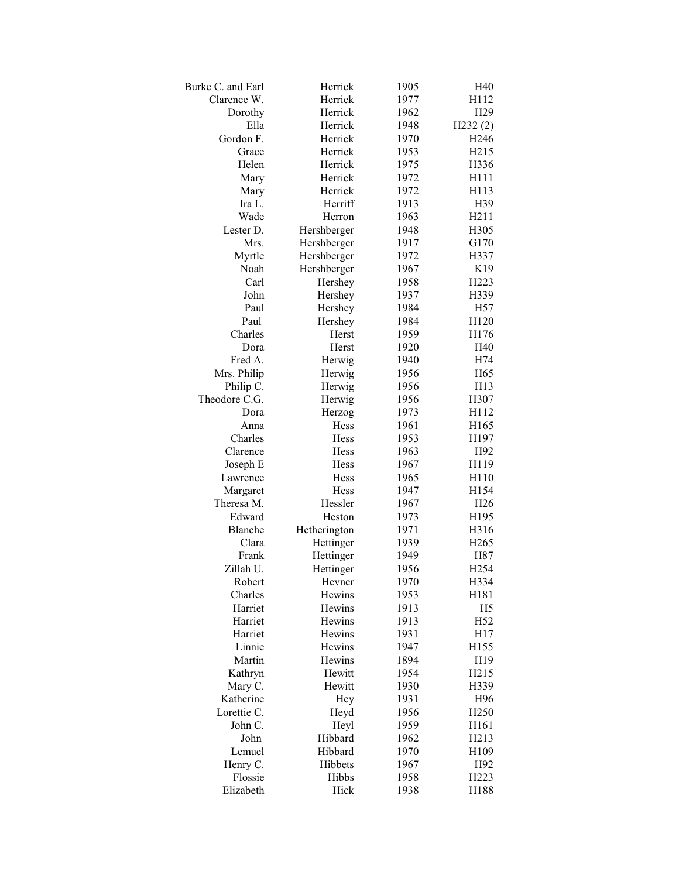| | | | |
|---|---|---|---|
| Burke C. and Earl | Herrick | 1905 | H40 |
| Clarence W. | Herrick | 1977 | H112 |
| Dorothy | Herrick | 1962 | H29 |
| Ella | Herrick | 1948 | H232 (2) |
| Gordon F. | Herrick | 1970 | H246 |
| Grace | Herrick | 1953 | H215 |
| Helen | Herrick | 1975 | H336 |
| Mary | Herrick | 1972 | H111 |
| Mary | Herrick | 1972 | H113 |
| Ira L. | Herriff | 1913 | H39 |
| Wade | Herron | 1963 | H211 |
| Lester D. | Hershberger | 1948 | H305 |
| Mrs. | Hershberger | 1917 | G170 |
| Myrtle | Hershberger | 1972 | H337 |
| Noah | Hershberger | 1967 | K19 |
| Carl | Hershey | 1958 | H223 |
| John | Hershey | 1937 | H339 |
| Paul | Hershey | 1984 | H57 |
| Paul | Hershey | 1984 | H120 |
| Charles | Herst | 1959 | H176 |
| Dora | Herst | 1920 | H40 |
| Fred A. | Herwig | 1940 | H74 |
| Mrs. Philip | Herwig | 1956 | H65 |
| Philip C. | Herwig | 1956 | H13 |
| Theodore C.G. | Herwig | 1956 | H307 |
| Dora | Herzog | 1973 | H112 |
| Anna | Hess | 1961 | H165 |
| Charles | Hess | 1953 | H197 |
| Clarence | Hess | 1963 | H92 |
| Joseph E | Hess | 1967 | H119 |
| Lawrence | Hess | 1965 | H110 |
| Margaret | Hess | 1947 | H154 |
| Theresa M. | Hessler | 1967 | H26 |
| Edward | Heston | 1973 | H195 |
| Blanche | Hetherington | 1971 | H316 |
| Clara | Hettinger | 1939 | H265 |
| Frank | Hettinger | 1949 | H87 |
| Zillah U. | Hettinger | 1956 | H254 |
| Robert | Hevner | 1970 | H334 |
| Charles | Hewins | 1953 | H181 |
| Harriet | Hewins | 1913 | H5 |
| Harriet | Hewins | 1913 | H52 |
| Harriet | Hewins | 1931 | H17 |
| Linnie | Hewins | 1947 | H155 |
| Martin | Hewins | 1894 | H19 |
| Kathryn | Hewitt | 1954 | H215 |
| Mary C. | Hewitt | 1930 | H339 |
| Katherine | Hey | 1931 | H96 |
| Lorettie C. | Heyd | 1956 | H250 |
| John C. | Heyl | 1959 | H161 |
| John | Hibbard | 1962 | H213 |
| Lemuel | Hibbard | 1970 | H109 |
| Henry C. | Hibbets | 1967 | H92 |
| Flossie | Hibbs | 1958 | H223 |
| Elizabeth | Hick | 1938 | H188 |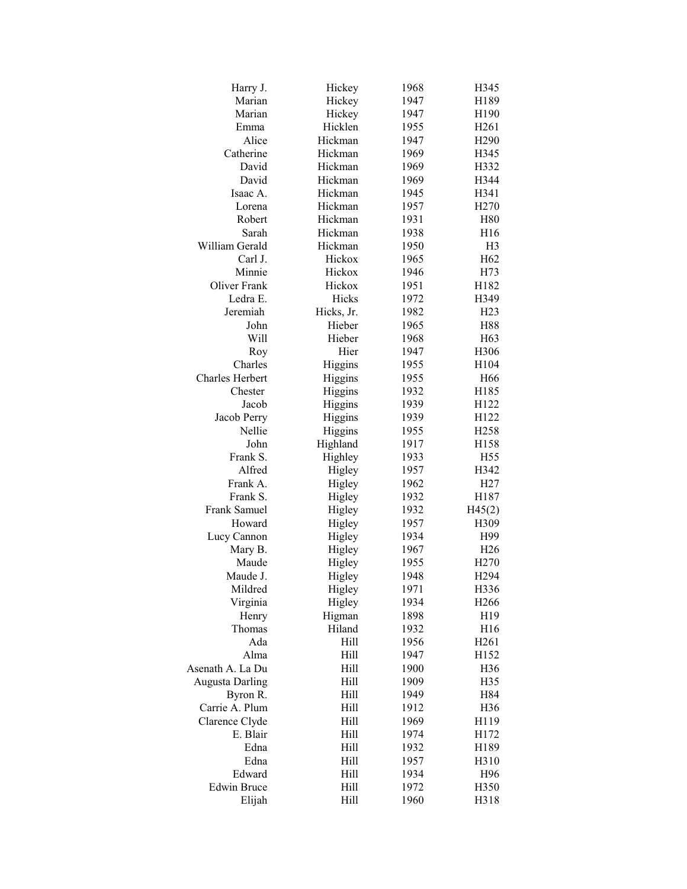| | | | |
|---|---|---|---|
| Harry J. | Hickey | 1968 | H345 |
| Marian | Hickey | 1947 | H189 |
| Marian | Hickey | 1947 | H190 |
| Emma | Hicklen | 1955 | H261 |
| Alice | Hickman | 1947 | H290 |
| Catherine | Hickman | 1969 | H345 |
| David | Hickman | 1969 | H332 |
| David | Hickman | 1969 | H344 |
| Isaac A. | Hickman | 1945 | H341 |
| Lorena | Hickman | 1957 | H270 |
| Robert | Hickman | 1931 | H80 |
| Sarah | Hickman | 1938 | H16 |
| William Gerald | Hickman | 1950 | H3 |
| Carl J. | Hickox | 1965 | H62 |
| Minnie | Hickox | 1946 | H73 |
| Oliver Frank | Hickox | 1951 | H182 |
| Ledra E. | Hicks | 1972 | H349 |
| Jeremiah | Hicks, Jr. | 1982 | H23 |
| John | Hieber | 1965 | H88 |
| Will | Hieber | 1968 | H63 |
| Roy | Hier | 1947 | H306 |
| Charles | Higgins | 1955 | H104 |
| Charles Herbert | Higgins | 1955 | H66 |
| Chester | Higgins | 1932 | H185 |
| Jacob | Higgins | 1939 | H122 |
| Jacob Perry | Higgins | 1939 | H122 |
| Nellie | Higgins | 1955 | H258 |
| John | Highland | 1917 | H158 |
| Frank S. | Highley | 1933 | H55 |
| Alfred | Higley | 1957 | H342 |
| Frank A. | Higley | 1962 | H27 |
| Frank S. | Higley | 1932 | H187 |
| Frank Samuel | Higley | 1932 | H45(2) |
| Howard | Higley | 1957 | H309 |
| Lucy Cannon | Higley | 1934 | H99 |
| Mary B. | Higley | 1967 | H26 |
| Maude | Higley | 1955 | H270 |
| Maude J. | Higley | 1948 | H294 |
| Mildred | Higley | 1971 | H336 |
| Virginia | Higley | 1934 | H266 |
| Henry | Higman | 1898 | H19 |
| Thomas | Hiland | 1932 | H16 |
| Ada | Hill | 1956 | H261 |
| Alma | Hill | 1947 | H152 |
| Asenath A. La Du | Hill | 1900 | H36 |
| Augusta Darling | Hill | 1909 | H35 |
| Byron R. | Hill | 1949 | H84 |
| Carrie A. Plum | Hill | 1912 | H36 |
| Clarence Clyde | Hill | 1969 | H119 |
| E. Blair | Hill | 1974 | H172 |
| Edna | Hill | 1932 | H189 |
| Edna | Hill | 1957 | H310 |
| Edward | Hill | 1934 | H96 |
| Edwin Bruce | Hill | 1972 | H350 |
| Elijah | Hill | 1960 | H318 |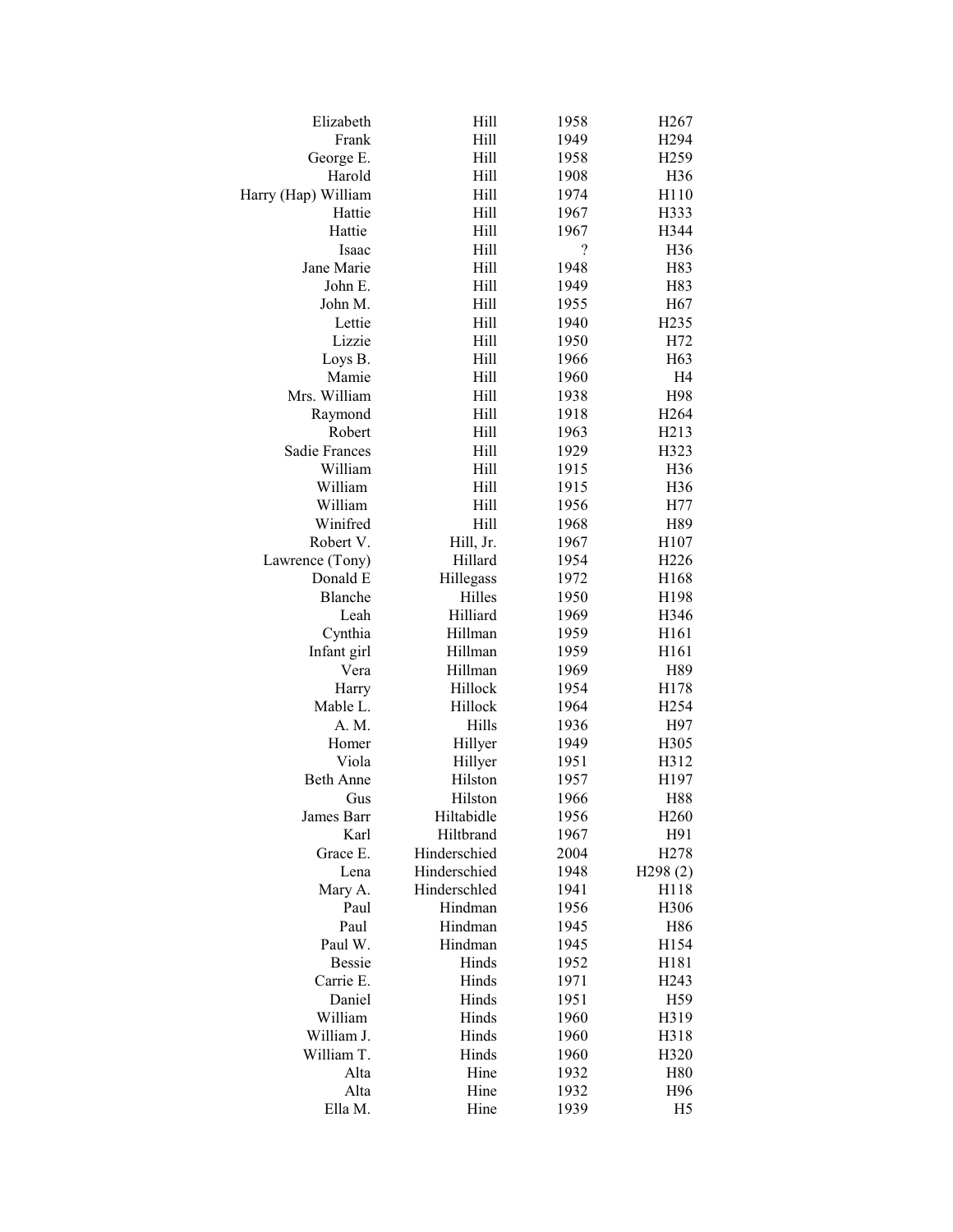| | | | |
|---|---|---|---|
| Elizabeth | Hill | 1958 | H267 |
| Frank | Hill | 1949 | H294 |
| George E. | Hill | 1958 | H259 |
| Harold | Hill | 1908 | H36 |
| Harry (Hap) William | Hill | 1974 | H110 |
| Hattie | Hill | 1967 | H333 |
| Hattie | Hill | 1967 | H344 |
| Isaac | Hill | ? | H36 |
| Jane Marie | Hill | 1948 | H83 |
| John E. | Hill | 1949 | H83 |
| John M. | Hill | 1955 | H67 |
| Lettie | Hill | 1940 | H235 |
| Lizzie | Hill | 1950 | H72 |
| Loys B. | Hill | 1966 | H63 |
| Mamie | Hill | 1960 | H4 |
| Mrs. William | Hill | 1938 | H98 |
| Raymond | Hill | 1918 | H264 |
| Robert | Hill | 1963 | H213 |
| Sadie Frances | Hill | 1929 | H323 |
| William | Hill | 1915 | H36 |
| William | Hill | 1915 | H36 |
| William | Hill | 1956 | H77 |
| Winifred | Hill | 1968 | H89 |
| Robert V. | Hill, Jr. | 1967 | H107 |
| Lawrence (Tony) | Hillard | 1954 | H226 |
| Donald E | Hillegass | 1972 | H168 |
| Blanche | Hilles | 1950 | H198 |
| Leah | Hilliard | 1969 | H346 |
| Cynthia | Hillman | 1959 | H161 |
| Infant girl | Hillman | 1959 | H161 |
| Vera | Hillman | 1969 | H89 |
| Harry | Hillock | 1954 | H178 |
| Mable L. | Hillock | 1964 | H254 |
| A. M. | Hills | 1936 | H97 |
| Homer | Hillyer | 1949 | H305 |
| Viola | Hillyer | 1951 | H312 |
| Beth Anne | Hilston | 1957 | H197 |
| Gus | Hilston | 1966 | H88 |
| James Barr | Hiltabidle | 1956 | H260 |
| Karl | Hiltbrand | 1967 | H91 |
| Grace E. | Hinderschied | 2004 | H278 |
| Lena | Hinderschied | 1948 | H298 (2) |
| Mary A. | Hinderschled | 1941 | H118 |
| Paul | Hindman | 1956 | H306 |
| Paul | Hindman | 1945 | H86 |
| Paul W. | Hindman | 1945 | H154 |
| Bessie | Hinds | 1952 | H181 |
| Carrie E. | Hinds | 1971 | H243 |
| Daniel | Hinds | 1951 | H59 |
| William | Hinds | 1960 | H319 |
| William J. | Hinds | 1960 | H318 |
| William T. | Hinds | 1960 | H320 |
| Alta | Hine | 1932 | H80 |
| Alta | Hine | 1932 | H96 |
| Ella M. | Hine | 1939 | H5 |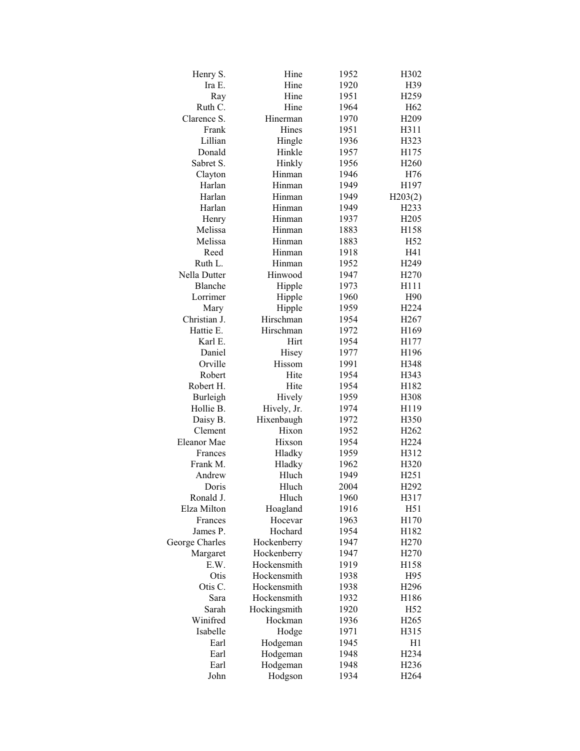| | | | |
|---|---|---|---|
| Henry S. | Hine | 1952 | H302 |
| Ira E. | Hine | 1920 | H39 |
| Ray | Hine | 1951 | H259 |
| Ruth C. | Hine | 1964 | H62 |
| Clarence S. | Hinerman | 1970 | H209 |
| Frank | Hines | 1951 | H311 |
| Lillian | Hingle | 1936 | H323 |
| Donald | Hinkle | 1957 | H175 |
| Sabret S. | Hinkly | 1956 | H260 |
| Clayton | Hinman | 1946 | H76 |
| Harlan | Hinman | 1949 | H197 |
| Harlan | Hinman | 1949 | H203(2) |
| Harlan | Hinman | 1949 | H233 |
| Henry | Hinman | 1937 | H205 |
| Melissa | Hinman | 1883 | H158 |
| Melissa | Hinman | 1883 | H52 |
| Reed | Hinman | 1918 | H41 |
| Ruth L. | Hinman | 1952 | H249 |
| Nella Dutter | Hinwood | 1947 | H270 |
| Blanche | Hipple | 1973 | H111 |
| Lorrimer | Hipple | 1960 | H90 |
| Mary | Hipple | 1959 | H224 |
| Christian J. | Hirschman | 1954 | H267 |
| Hattie E. | Hirschman | 1972 | H169 |
| Karl E. | Hirt | 1954 | H177 |
| Daniel | Hisey | 1977 | H196 |
| Orville | Hissom | 1991 | H348 |
| Robert | Hite | 1954 | H343 |
| Robert H. | Hite | 1954 | H182 |
| Burleigh | Hively | 1959 | H308 |
| Hollie B. | Hively, Jr. | 1974 | H119 |
| Daisy B. | Hixenbaugh | 1972 | H350 |
| Clement | Hixon | 1952 | H262 |
| Eleanor Mae | Hixson | 1954 | H224 |
| Frances | Hladky | 1959 | H312 |
| Frank M. | Hladky | 1962 | H320 |
| Andrew | Hluch | 1949 | H251 |
| Doris | Hluch | 2004 | H292 |
| Ronald J. | Hluch | 1960 | H317 |
| Elza Milton | Hoagland | 1916 | H51 |
| Frances | Hocevar | 1963 | H170 |
| James P. | Hochard | 1954 | H182 |
| George Charles | Hockenberry | 1947 | H270 |
| Margaret | Hockenberry | 1947 | H270 |
| E.W. | Hockensmith | 1919 | H158 |
| Otis | Hockensmith | 1938 | H95 |
| Otis C. | Hockensmith | 1938 | H296 |
| Sara | Hockensmith | 1932 | H186 |
| Sarah | Hockingsmith | 1920 | H52 |
| Winifred | Hockman | 1936 | H265 |
| Isabelle | Hodge | 1971 | H315 |
| Earl | Hodgeman | 1945 | H1 |
| Earl | Hodgeman | 1948 | H234 |
| Earl | Hodgeman | 1948 | H236 |
| John | Hodgson | 1934 | H264 |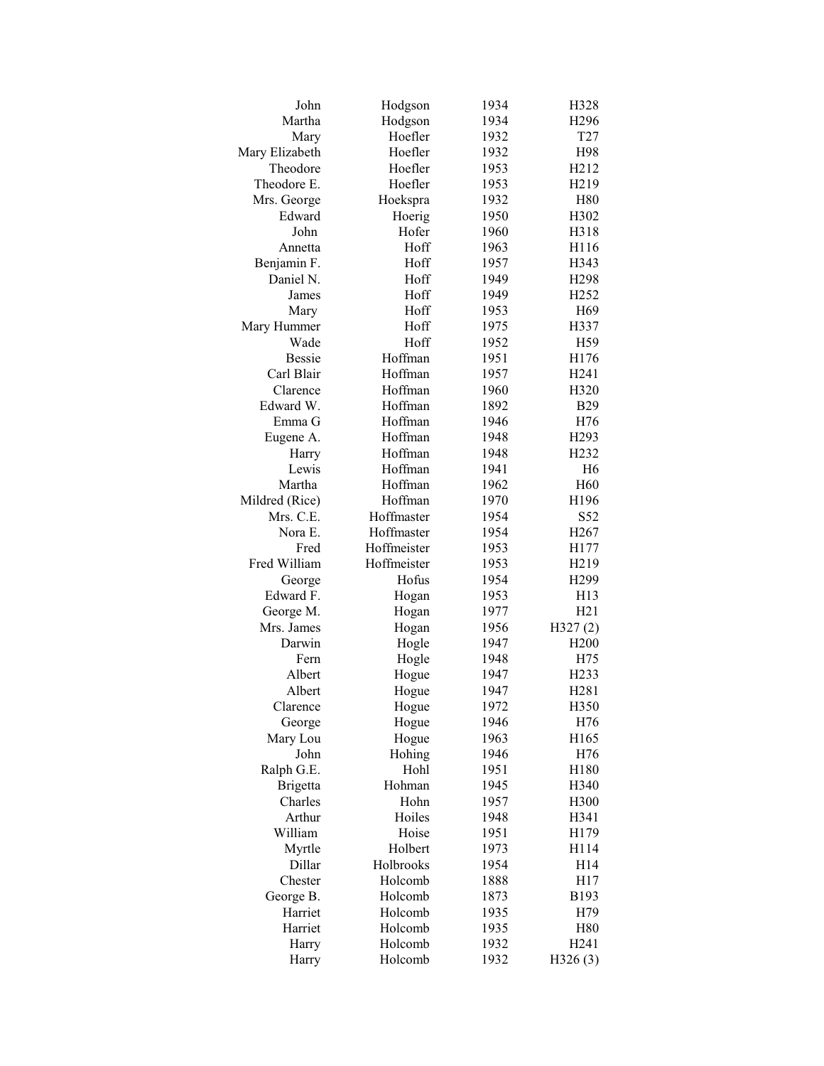| | | | |
|---|---|---|---|
| John | Hodgson | 1934 | H328 |
| Martha | Hodgson | 1934 | H296 |
| Mary | Hoefler | 1932 | T27 |
| Mary Elizabeth | Hoefler | 1932 | H98 |
| Theodore | Hoefler | 1953 | H212 |
| Theodore E. | Hoefler | 1953 | H219 |
| Mrs. George | Hoekspra | 1932 | H80 |
| Edward | Hoerig | 1950 | H302 |
| John | Hofer | 1960 | H318 |
| Annetta | Hoff | 1963 | H116 |
| Benjamin F. | Hoff | 1957 | H343 |
| Daniel N. | Hoff | 1949 | H298 |
| James | Hoff | 1949 | H252 |
| Mary | Hoff | 1953 | H69 |
| Mary Hummer | Hoff | 1975 | H337 |
| Wade | Hoff | 1952 | H59 |
| Bessie | Hoffman | 1951 | H176 |
| Carl Blair | Hoffman | 1957 | H241 |
| Clarence | Hoffman | 1960 | H320 |
| Edward W. | Hoffman | 1892 | B29 |
| Emma G | Hoffman | 1946 | H76 |
| Eugene A. | Hoffman | 1948 | H293 |
| Harry | Hoffman | 1948 | H232 |
| Lewis | Hoffman | 1941 | H6 |
| Martha | Hoffman | 1962 | H60 |
| Mildred (Rice) | Hoffman | 1970 | H196 |
| Mrs. C.E. | Hoffmaster | 1954 | S52 |
| Nora E. | Hoffmaster | 1954 | H267 |
| Fred | Hoffmeister | 1953 | H177 |
| Fred William | Hoffmeister | 1953 | H219 |
| George | Hofus | 1954 | H299 |
| Edward F. | Hogan | 1953 | H13 |
| George M. | Hogan | 1977 | H21 |
| Mrs. James | Hogan | 1956 | H327 (2) |
| Darwin | Hogle | 1947 | H200 |
| Fern | Hogle | 1948 | H75 |
| Albert | Hogue | 1947 | H233 |
| Albert | Hogue | 1947 | H281 |
| Clarence | Hogue | 1972 | H350 |
| George | Hogue | 1946 | H76 |
| Mary Lou | Hogue | 1963 | H165 |
| John | Hohing | 1946 | H76 |
| Ralph G.E. | Hohl | 1951 | H180 |
| Brigetta | Hohman | 1945 | H340 |
| Charles | Hohn | 1957 | H300 |
| Arthur | Hoiles | 1948 | H341 |
| William | Hoise | 1951 | H179 |
| Myrtle | Holbert | 1973 | H114 |
| Dillar | Holbrooks | 1954 | H14 |
| Chester | Holcomb | 1888 | H17 |
| George B. | Holcomb | 1873 | B193 |
| Harriet | Holcomb | 1935 | H79 |
| Harriet | Holcomb | 1935 | H80 |
| Harry | Holcomb | 1932 | H241 |
| Harry | Holcomb | 1932 | H326 (3) |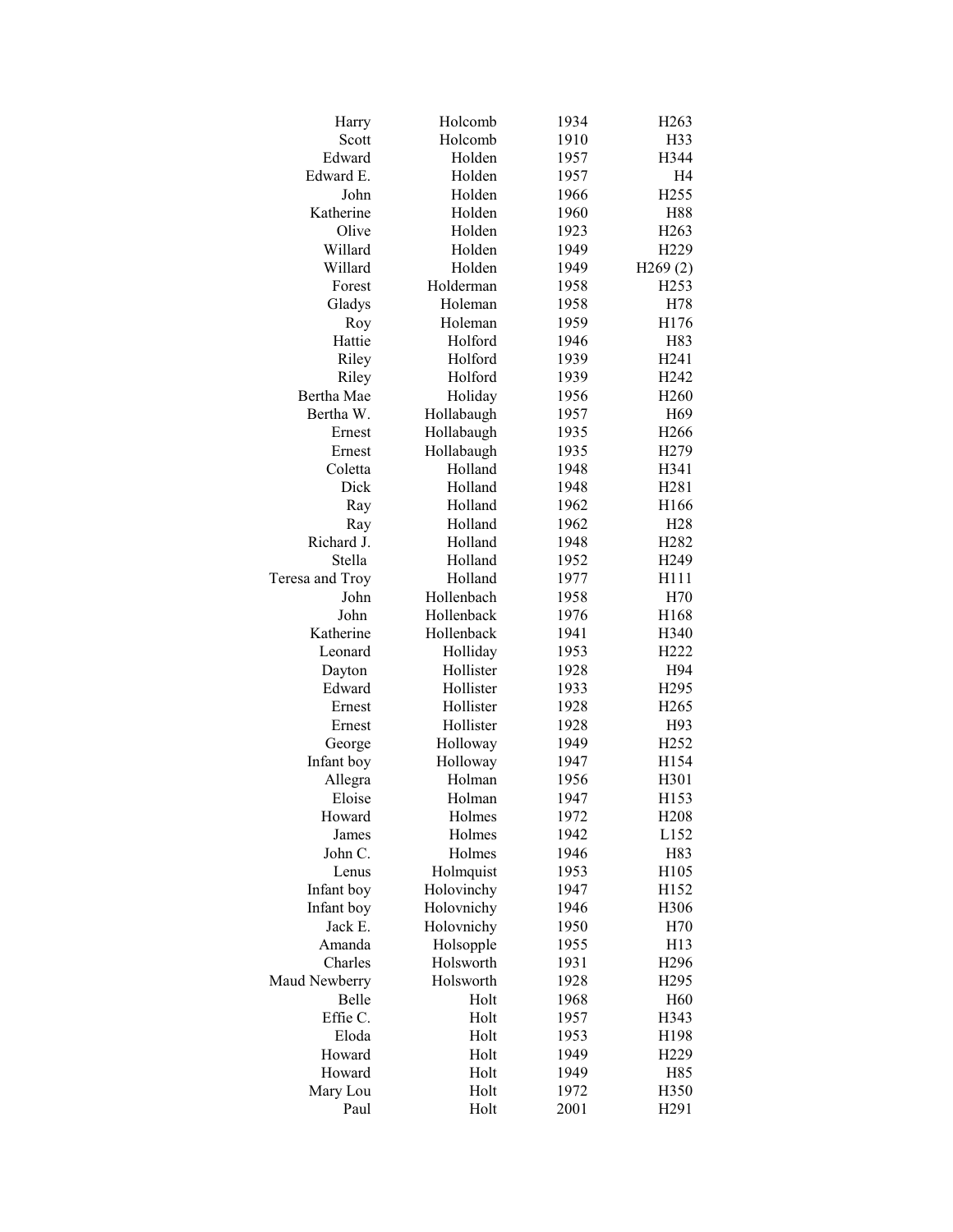| | | | |
|---|---|---|---|
| Harry | Holcomb | 1934 | H263 |
| Scott | Holcomb | 1910 | H33 |
| Edward | Holden | 1957 | H344 |
| Edward E. | Holden | 1957 | H4 |
| John | Holden | 1966 | H255 |
| Katherine | Holden | 1960 | H88 |
| Olive | Holden | 1923 | H263 |
| Willard | Holden | 1949 | H229 |
| Willard | Holden | 1949 | H269 (2) |
| Forest | Holderman | 1958 | H253 |
| Gladys | Holeman | 1958 | H78 |
| Roy | Holeman | 1959 | H176 |
| Hattie | Holford | 1946 | H83 |
| Riley | Holford | 1939 | H241 |
| Riley | Holford | 1939 | H242 |
| Bertha Mae | Holiday | 1956 | H260 |
| Bertha W. | Hollabaugh | 1957 | H69 |
| Ernest | Hollabaugh | 1935 | H266 |
| Ernest | Hollabaugh | 1935 | H279 |
| Coletta | Holland | 1948 | H341 |
| Dick | Holland | 1948 | H281 |
| Ray | Holland | 1962 | H166 |
| Ray | Holland | 1962 | H28 |
| Richard J. | Holland | 1948 | H282 |
| Stella | Holland | 1952 | H249 |
| Teresa and Troy | Holland | 1977 | H111 |
| John | Hollenbach | 1958 | H70 |
| John | Hollenback | 1976 | H168 |
| Katherine | Hollenback | 1941 | H340 |
| Leonard | Holliday | 1953 | H222 |
| Dayton | Hollister | 1928 | H94 |
| Edward | Hollister | 1933 | H295 |
| Ernest | Hollister | 1928 | H265 |
| Ernest | Hollister | 1928 | H93 |
| George | Holloway | 1949 | H252 |
| Infant boy | Holloway | 1947 | H154 |
| Allegra | Holman | 1956 | H301 |
| Eloise | Holman | 1947 | H153 |
| Howard | Holmes | 1972 | H208 |
| James | Holmes | 1942 | L152 |
| John C. | Holmes | 1946 | H83 |
| Lenus | Holmquist | 1953 | H105 |
| Infant boy | Holovinchy | 1947 | H152 |
| Infant boy | Holovnichy | 1946 | H306 |
| Jack E. | Holovnichy | 1950 | H70 |
| Amanda | Holsopple | 1955 | H13 |
| Charles | Holsworth | 1931 | H296 |
| Maud Newberry | Holsworth | 1928 | H295 |
| Belle | Holt | 1968 | H60 |
| Effie C. | Holt | 1957 | H343 |
| Eloda | Holt | 1953 | H198 |
| Howard | Holt | 1949 | H229 |
| Howard | Holt | 1949 | H85 |
| Mary Lou | Holt | 1972 | H350 |
| Paul | Holt | 2001 | H291 |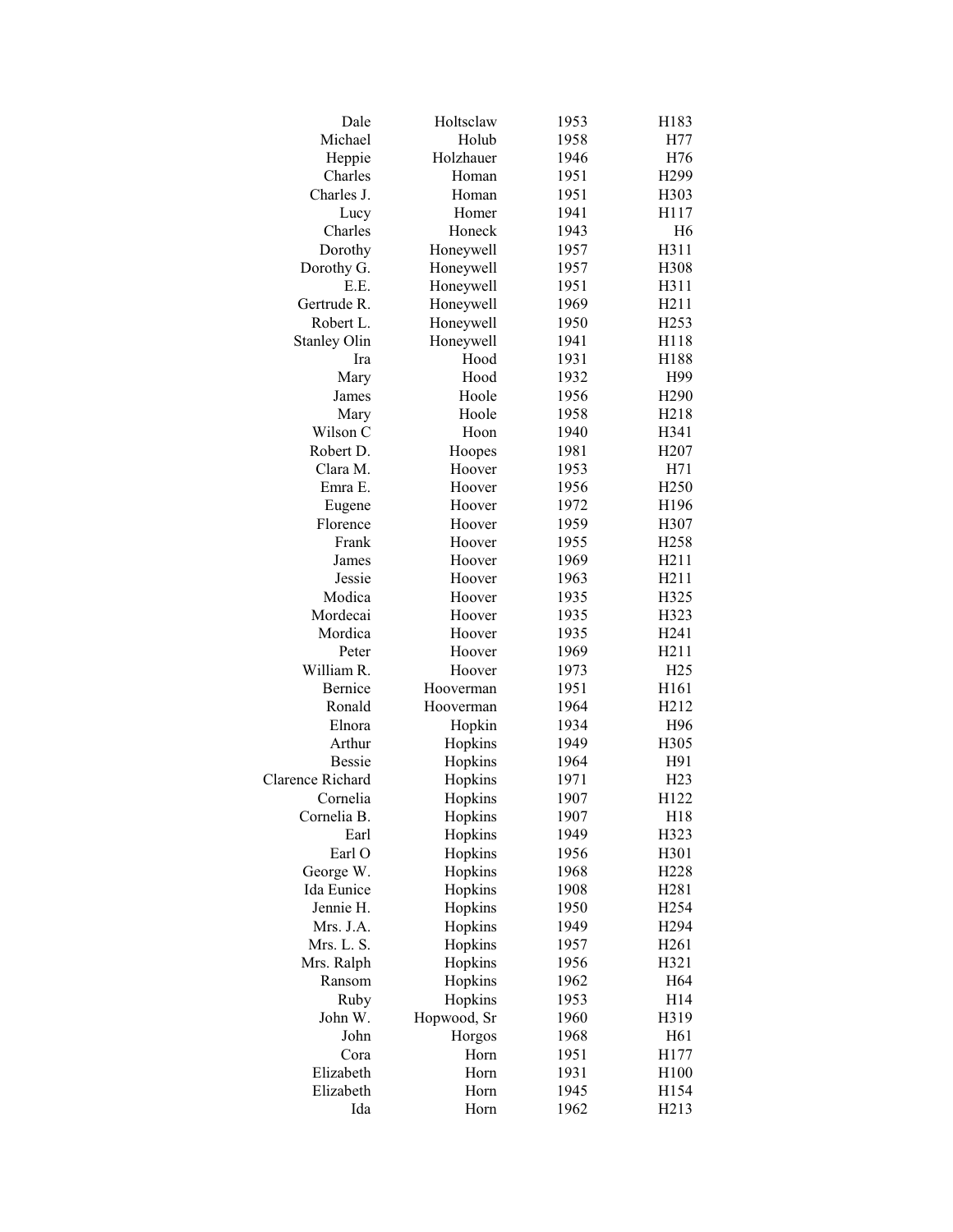| | | | |
|---|---|---|---|
| Dale | Holtsclaw | 1953 | H183 |
| Michael | Holub | 1958 | H77 |
| Heppie | Holzhauer | 1946 | H76 |
| Charles | Homan | 1951 | H299 |
| Charles J. | Homan | 1951 | H303 |
| Lucy | Homer | 1941 | H117 |
| Charles | Honeck | 1943 | H6 |
| Dorothy | Honeywell | 1957 | H311 |
| Dorothy G. | Honeywell | 1957 | H308 |
| E.E. | Honeywell | 1951 | H311 |
| Gertrude R. | Honeywell | 1969 | H211 |
| Robert L. | Honeywell | 1950 | H253 |
| Stanley Olin | Honeywell | 1941 | H118 |
| Ira | Hood | 1931 | H188 |
| Mary | Hood | 1932 | H99 |
| James | Hoole | 1956 | H290 |
| Mary | Hoole | 1958 | H218 |
| Wilson C | Hoon | 1940 | H341 |
| Robert D. | Hoopes | 1981 | H207 |
| Clara M. | Hoover | 1953 | H71 |
| Emra E. | Hoover | 1956 | H250 |
| Eugene | Hoover | 1972 | H196 |
| Florence | Hoover | 1959 | H307 |
| Frank | Hoover | 1955 | H258 |
| James | Hoover | 1969 | H211 |
| Jessie | Hoover | 1963 | H211 |
| Modica | Hoover | 1935 | H325 |
| Mordecai | Hoover | 1935 | H323 |
| Mordica | Hoover | 1935 | H241 |
| Peter | Hoover | 1969 | H211 |
| William R. | Hoover | 1973 | H25 |
| Bernice | Hooverman | 1951 | H161 |
| Ronald | Hooverman | 1964 | H212 |
| Elnora | Hopkin | 1934 | H96 |
| Arthur | Hopkins | 1949 | H305 |
| Bessie | Hopkins | 1964 | H91 |
| Clarence Richard | Hopkins | 1971 | H23 |
| Cornelia | Hopkins | 1907 | H122 |
| Cornelia B. | Hopkins | 1907 | H18 |
| Earl | Hopkins | 1949 | H323 |
| Earl O | Hopkins | 1956 | H301 |
| George W. | Hopkins | 1968 | H228 |
| Ida Eunice | Hopkins | 1908 | H281 |
| Jennie H. | Hopkins | 1950 | H254 |
| Mrs. J.A. | Hopkins | 1949 | H294 |
| Mrs. L. S. | Hopkins | 1957 | H261 |
| Mrs. Ralph | Hopkins | 1956 | H321 |
| Ransom | Hopkins | 1962 | H64 |
| Ruby | Hopkins | 1953 | H14 |
| John W. | Hopwood, Sr | 1960 | H319 |
| John | Horgos | 1968 | H61 |
| Cora | Horn | 1951 | H177 |
| Elizabeth | Horn | 1931 | H100 |
| Elizabeth | Horn | 1945 | H154 |
| Ida | Horn | 1962 | H213 |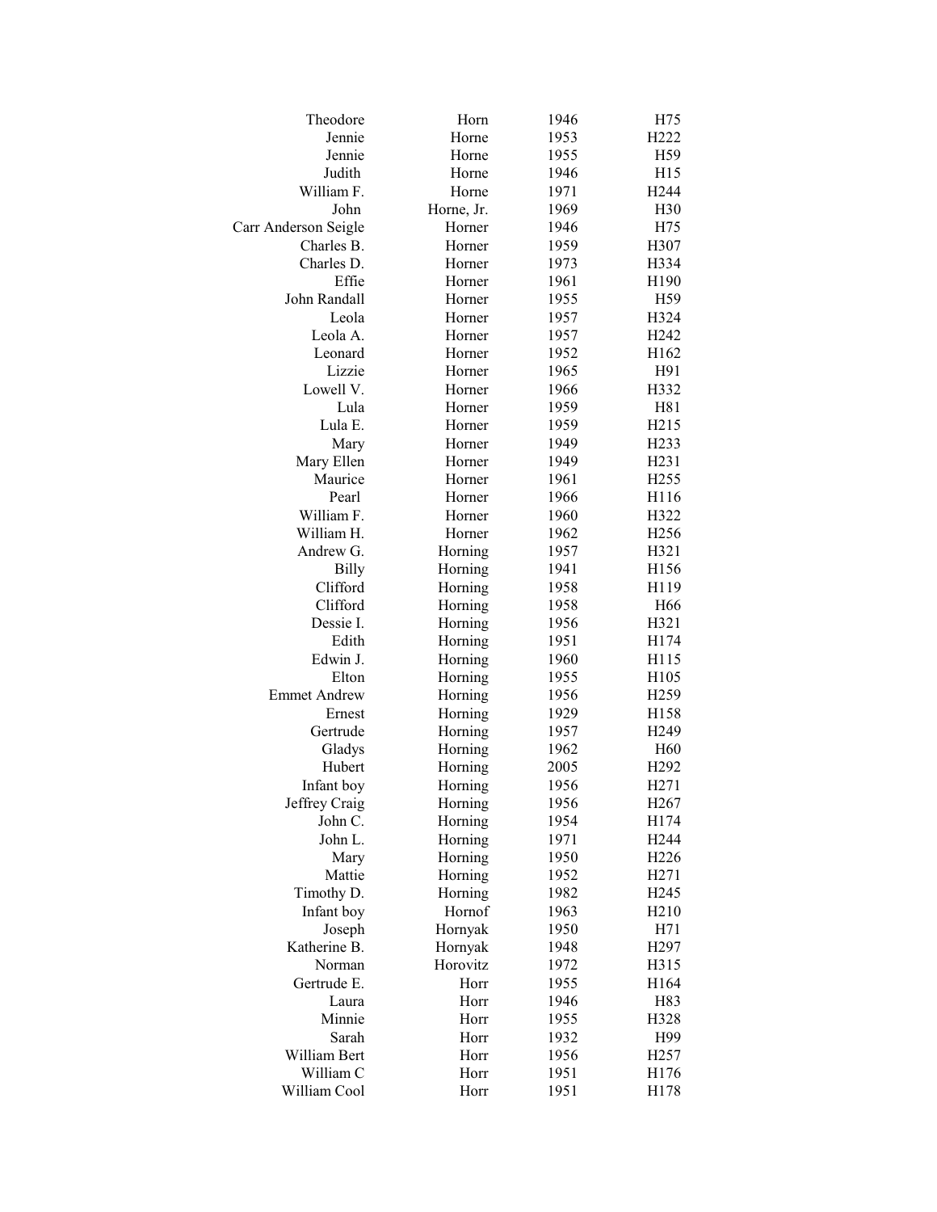| | | | |
|---|---|---|---|
| Theodore | Horn | 1946 | H75 |
| Jennie | Horne | 1953 | H222 |
| Jennie | Horne | 1955 | H59 |
| Judith | Horne | 1946 | H15 |
| William F. | Horne | 1971 | H244 |
| John | Horne, Jr. | 1969 | H30 |
| Carr Anderson Seigle | Horner | 1946 | H75 |
| Charles B. | Horner | 1959 | H307 |
| Charles D. | Horner | 1973 | H334 |
| Effie | Horner | 1961 | H190 |
| John Randall | Horner | 1955 | H59 |
| Leola | Horner | 1957 | H324 |
| Leola A. | Horner | 1957 | H242 |
| Leonard | Horner | 1952 | H162 |
| Lizzie | Horner | 1965 | H91 |
| Lowell V. | Horner | 1966 | H332 |
| Lula | Horner | 1959 | H81 |
| Lula E. | Horner | 1959 | H215 |
| Mary | Horner | 1949 | H233 |
| Mary Ellen | Horner | 1949 | H231 |
| Maurice | Horner | 1961 | H255 |
| Pearl | Horner | 1966 | H116 |
| William F. | Horner | 1960 | H322 |
| William H. | Horner | 1962 | H256 |
| Andrew G. | Horning | 1957 | H321 |
| Billy | Horning | 1941 | H156 |
| Clifford | Horning | 1958 | H119 |
| Clifford | Horning | 1958 | H66 |
| Dessie I. | Horning | 1956 | H321 |
| Edith | Horning | 1951 | H174 |
| Edwin J. | Horning | 1960 | H115 |
| Elton | Horning | 1955 | H105 |
| Emmet Andrew | Horning | 1956 | H259 |
| Ernest | Horning | 1929 | H158 |
| Gertrude | Horning | 1957 | H249 |
| Gladys | Horning | 1962 | H60 |
| Hubert | Horning | 2005 | H292 |
| Infant boy | Horning | 1956 | H271 |
| Jeffrey Craig | Horning | 1956 | H267 |
| John C. | Horning | 1954 | H174 |
| John L. | Horning | 1971 | H244 |
| Mary | Horning | 1950 | H226 |
| Mattie | Horning | 1952 | H271 |
| Timothy D. | Horning | 1982 | H245 |
| Infant boy | Hornof | 1963 | H210 |
| Joseph | Hornyak | 1950 | H71 |
| Katherine B. | Hornyak | 1948 | H297 |
| Norman | Horovitz | 1972 | H315 |
| Gertrude E. | Horr | 1955 | H164 |
| Laura | Horr | 1946 | H83 |
| Minnie | Horr | 1955 | H328 |
| Sarah | Horr | 1932 | H99 |
| William Bert | Horr | 1956 | H257 |
| William C | Horr | 1951 | H176 |
| William Cool | Horr | 1951 | H178 |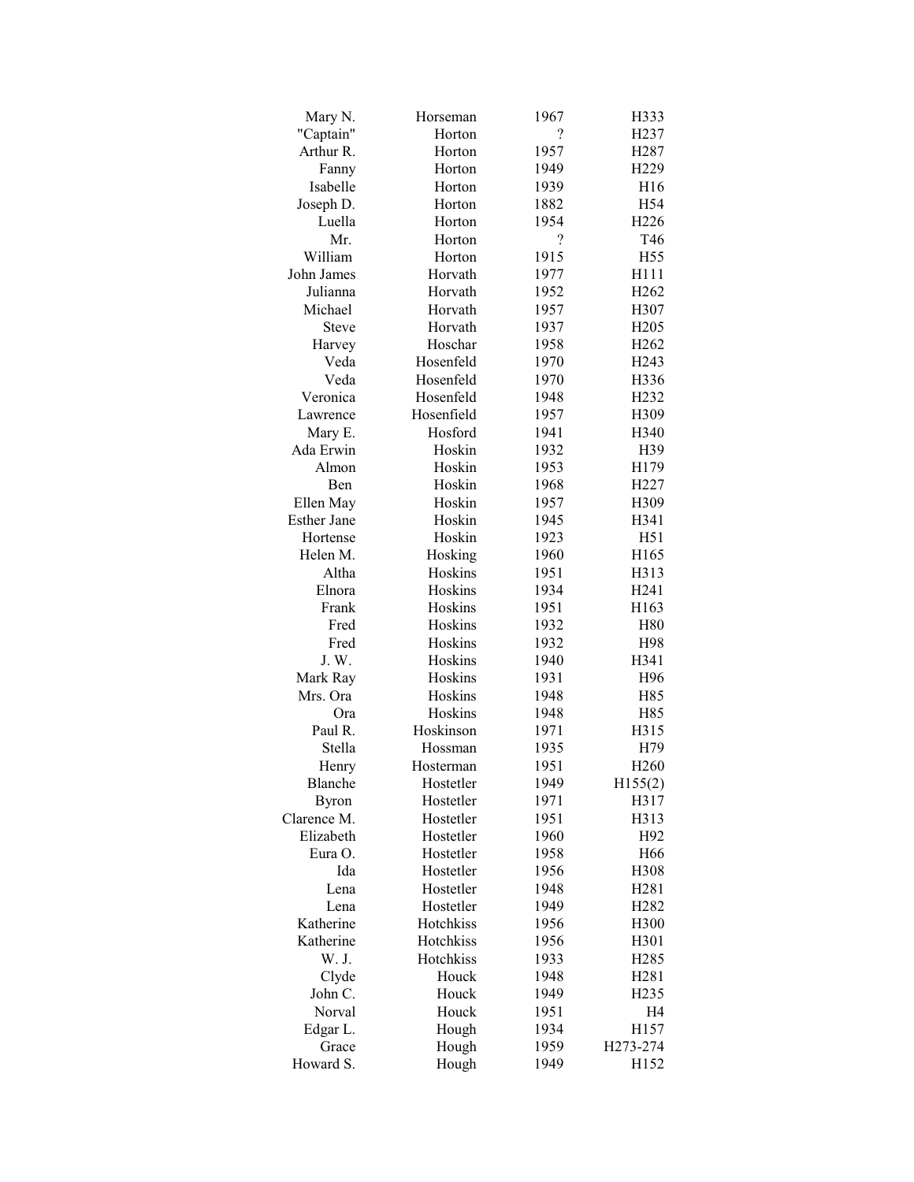| | | | |
|---|---|---|---|
| Mary N. | Horseman | 1967 | H333 |
| "Captain" | Horton | ? | H237 |
| Arthur R. | Horton | 1957 | H287 |
| Fanny | Horton | 1949 | H229 |
| Isabelle | Horton | 1939 | H16 |
| Joseph D. | Horton | 1882 | H54 |
| Luella | Horton | 1954 | H226 |
| Mr. | Horton | ? | T46 |
| William | Horton | 1915 | H55 |
| John James | Horvath | 1977 | H111 |
| Julianna | Horvath | 1952 | H262 |
| Michael | Horvath | 1957 | H307 |
| Steve | Horvath | 1937 | H205 |
| Harvey | Hoschar | 1958 | H262 |
| Veda | Hosenfeld | 1970 | H243 |
| Veda | Hosenfeld | 1970 | H336 |
| Veronica | Hosenfeld | 1948 | H232 |
| Lawrence | Hosenfield | 1957 | H309 |
| Mary E. | Hosford | 1941 | H340 |
| Ada Erwin | Hoskin | 1932 | H39 |
| Almon | Hoskin | 1953 | H179 |
| Ben | Hoskin | 1968 | H227 |
| Ellen May | Hoskin | 1957 | H309 |
| Esther Jane | Hoskin | 1945 | H341 |
| Hortense | Hoskin | 1923 | H51 |
| Helen M. | Hosking | 1960 | H165 |
| Altha | Hoskins | 1951 | H313 |
| Elnora | Hoskins | 1934 | H241 |
| Frank | Hoskins | 1951 | H163 |
| Fred | Hoskins | 1932 | H80 |
| Fred | Hoskins | 1932 | H98 |
| J. W. | Hoskins | 1940 | H341 |
| Mark Ray | Hoskins | 1931 | H96 |
| Mrs. Ora | Hoskins | 1948 | H85 |
| Ora | Hoskins | 1948 | H85 |
| Paul R. | Hoskinson | 1971 | H315 |
| Stella | Hossman | 1935 | H79 |
| Henry | Hosterman | 1951 | H260 |
| Blanche | Hostetler | 1949 | H155(2) |
| Byron | Hostetler | 1971 | H317 |
| Clarence M. | Hostetler | 1951 | H313 |
| Elizabeth | Hostetler | 1960 | H92 |
| Eura O. | Hostetler | 1958 | H66 |
| Ida | Hostetler | 1956 | H308 |
| Lena | Hostetler | 1948 | H281 |
| Lena | Hostetler | 1949 | H282 |
| Katherine | Hotchkiss | 1956 | H300 |
| Katherine | Hotchkiss | 1956 | H301 |
| W. J. | Hotchkiss | 1933 | H285 |
| Clyde | Houck | 1948 | H281 |
| John C. | Houck | 1949 | H235 |
| Norval | Houck | 1951 | H4 |
| Edgar L. | Hough | 1934 | H157 |
| Grace | Hough | 1959 | H273-274 |
| Howard S. | Hough | 1949 | H152 |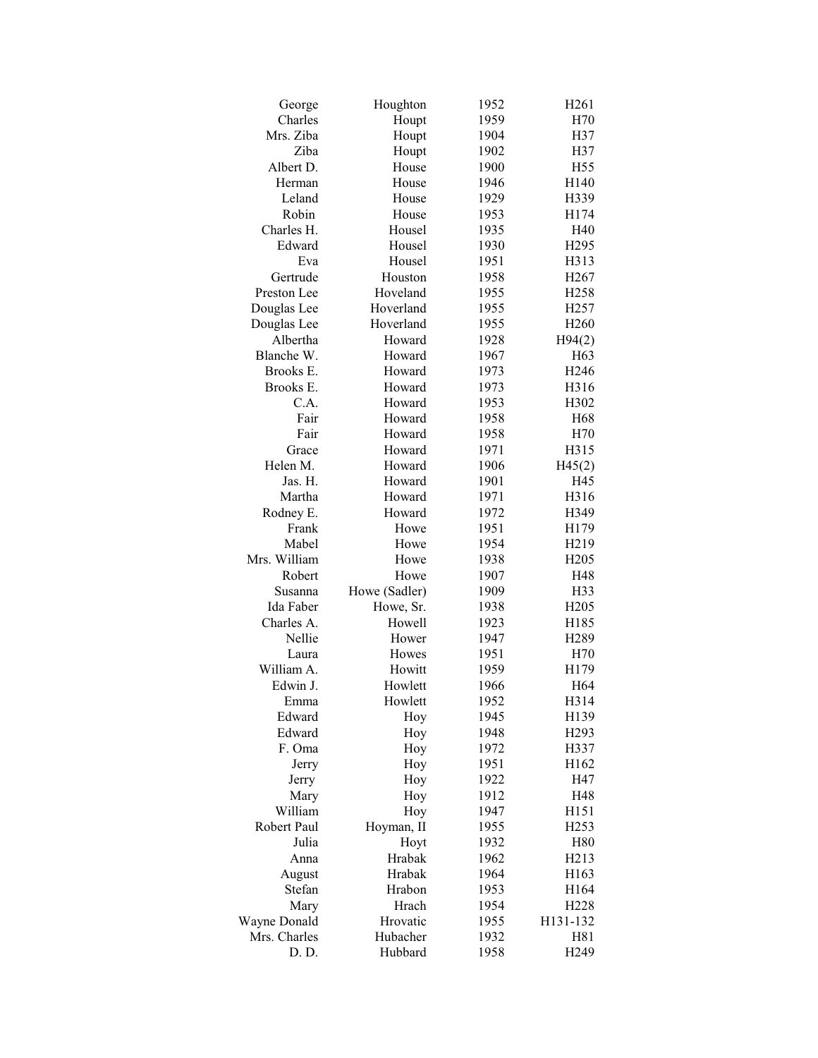| | | | |
|---|---|---|---|
| George | Houghton | 1952 | H261 |
| Charles | Houpt | 1959 | H70 |
| Mrs. Ziba | Houpt | 1904 | H37 |
| Ziba | Houpt | 1902 | H37 |
| Albert D. | House | 1900 | H55 |
| Herman | House | 1946 | H140 |
| Leland | House | 1929 | H339 |
| Robin | House | 1953 | H174 |
| Charles H. | Housel | 1935 | H40 |
| Edward | Housel | 1930 | H295 |
| Eva | Housel | 1951 | H313 |
| Gertrude | Houston | 1958 | H267 |
| Preston Lee | Hoveland | 1955 | H258 |
| Douglas Lee | Hoverland | 1955 | H257 |
| Douglas Lee | Hoverland | 1955 | H260 |
| Albertha | Howard | 1928 | H94(2) |
| Blanche W. | Howard | 1967 | H63 |
| Brooks E. | Howard | 1973 | H246 |
| Brooks E. | Howard | 1973 | H316 |
| C.A. | Howard | 1953 | H302 |
| Fair | Howard | 1958 | H68 |
| Fair | Howard | 1958 | H70 |
| Grace | Howard | 1971 | H315 |
| Helen M. | Howard | 1906 | H45(2) |
| Jas. H. | Howard | 1901 | H45 |
| Martha | Howard | 1971 | H316 |
| Rodney E. | Howard | 1972 | H349 |
| Frank | Howe | 1951 | H179 |
| Mabel | Howe | 1954 | H219 |
| Mrs. William | Howe | 1938 | H205 |
| Robert | Howe | 1907 | H48 |
| Susanna | Howe (Sadler) | 1909 | H33 |
| Ida Faber | Howe, Sr. | 1938 | H205 |
| Charles A. | Howell | 1923 | H185 |
| Nellie | Hower | 1947 | H289 |
| Laura | Howes | 1951 | H70 |
| William A. | Howitt | 1959 | H179 |
| Edwin J. | Howlett | 1966 | H64 |
| Emma | Howlett | 1952 | H314 |
| Edward | Hoy | 1945 | H139 |
| Edward | Hoy | 1948 | H293 |
| F. Oma | Hoy | 1972 | H337 |
| Jerry | Hoy | 1951 | H162 |
| Jerry | Hoy | 1922 | H47 |
| Mary | Hoy | 1912 | H48 |
| William | Hoy | 1947 | H151 |
| Robert Paul | Hoyman, II | 1955 | H253 |
| Julia | Hoyt | 1932 | H80 |
| Anna | Hrabak | 1962 | H213 |
| August | Hrabak | 1964 | H163 |
| Stefan | Hrabon | 1953 | H164 |
| Mary | Hrach | 1954 | H228 |
| Wayne Donald | Hrovatic | 1955 | H131-132 |
| Mrs. Charles | Hubacher | 1932 | H81 |
| D. D. | Hubbard | 1958 | H249 |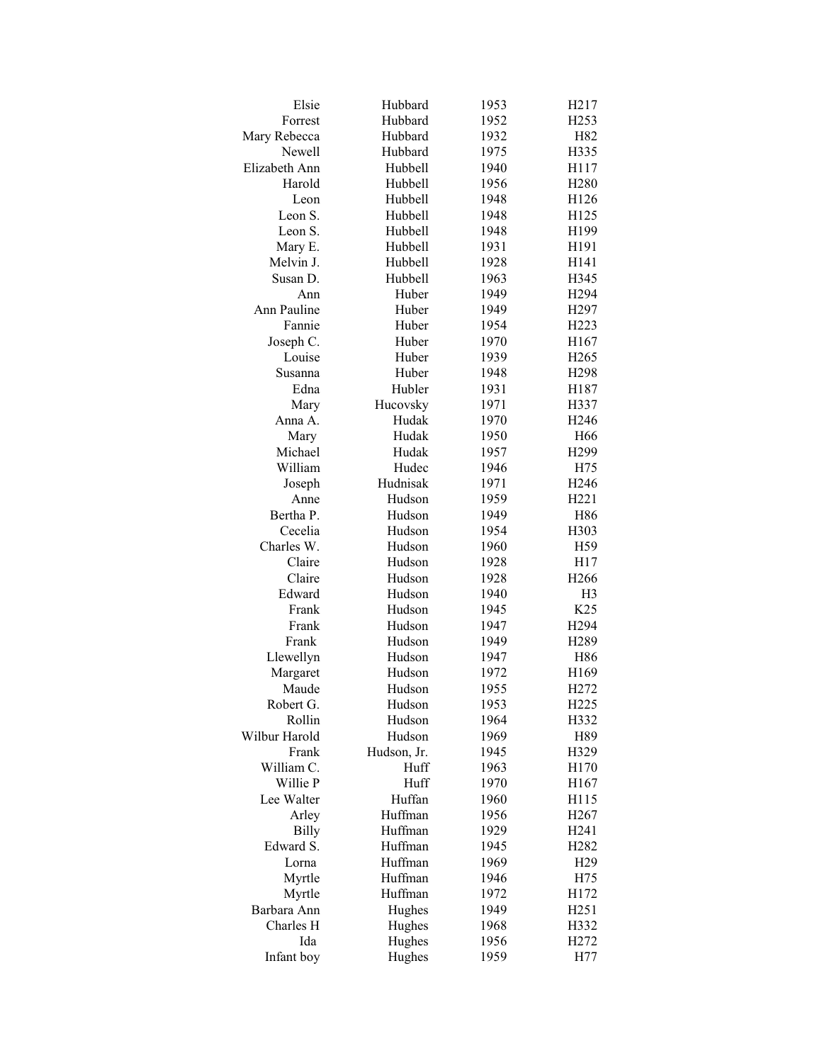| | | | |
|---|---|---|---|
| Elsie | Hubbard | 1953 | H217 |
| Forrest | Hubbard | 1952 | H253 |
| Mary Rebecca | Hubbard | 1932 | H82 |
| Newell | Hubbard | 1975 | H335 |
| Elizabeth Ann | Hubbell | 1940 | H117 |
| Harold | Hubbell | 1956 | H280 |
| Leon | Hubbell | 1948 | H126 |
| Leon S. | Hubbell | 1948 | H125 |
| Leon S. | Hubbell | 1948 | H199 |
| Mary E. | Hubbell | 1931 | H191 |
| Melvin J. | Hubbell | 1928 | H141 |
| Susan D. | Hubbell | 1963 | H345 |
| Ann | Huber | 1949 | H294 |
| Ann Pauline | Huber | 1949 | H297 |
| Fannie | Huber | 1954 | H223 |
| Joseph C. | Huber | 1970 | H167 |
| Louise | Huber | 1939 | H265 |
| Susanna | Huber | 1948 | H298 |
| Edna | Hubler | 1931 | H187 |
| Mary | Hucovsky | 1971 | H337 |
| Anna A. | Hudak | 1970 | H246 |
| Mary | Hudak | 1950 | H66 |
| Michael | Hudak | 1957 | H299 |
| William | Hudec | 1946 | H75 |
| Joseph | Hudnisak | 1971 | H246 |
| Anne | Hudson | 1959 | H221 |
| Bertha P. | Hudson | 1949 | H86 |
| Cecelia | Hudson | 1954 | H303 |
| Charles W. | Hudson | 1960 | H59 |
| Claire | Hudson | 1928 | H17 |
| Claire | Hudson | 1928 | H266 |
| Edward | Hudson | 1940 | H3 |
| Frank | Hudson | 1945 | K25 |
| Frank | Hudson | 1947 | H294 |
| Frank | Hudson | 1949 | H289 |
| Llewellyn | Hudson | 1947 | H86 |
| Margaret | Hudson | 1972 | H169 |
| Maude | Hudson | 1955 | H272 |
| Robert G. | Hudson | 1953 | H225 |
| Rollin | Hudson | 1964 | H332 |
| Wilbur Harold | Hudson | 1969 | H89 |
| Frank | Hudson, Jr. | 1945 | H329 |
| William C. | Huff | 1963 | H170 |
| Willie P | Huff | 1970 | H167 |
| Lee Walter | Huffan | 1960 | H115 |
| Arley | Huffman | 1956 | H267 |
| Billy | Huffman | 1929 | H241 |
| Edward S. | Huffman | 1945 | H282 |
| Lorna | Huffman | 1969 | H29 |
| Myrtle | Huffman | 1946 | H75 |
| Myrtle | Huffman | 1972 | H172 |
| Barbara Ann | Hughes | 1949 | H251 |
| Charles H | Hughes | 1968 | H332 |
| Ida | Hughes | 1956 | H272 |
| Infant boy | Hughes | 1959 | H77 |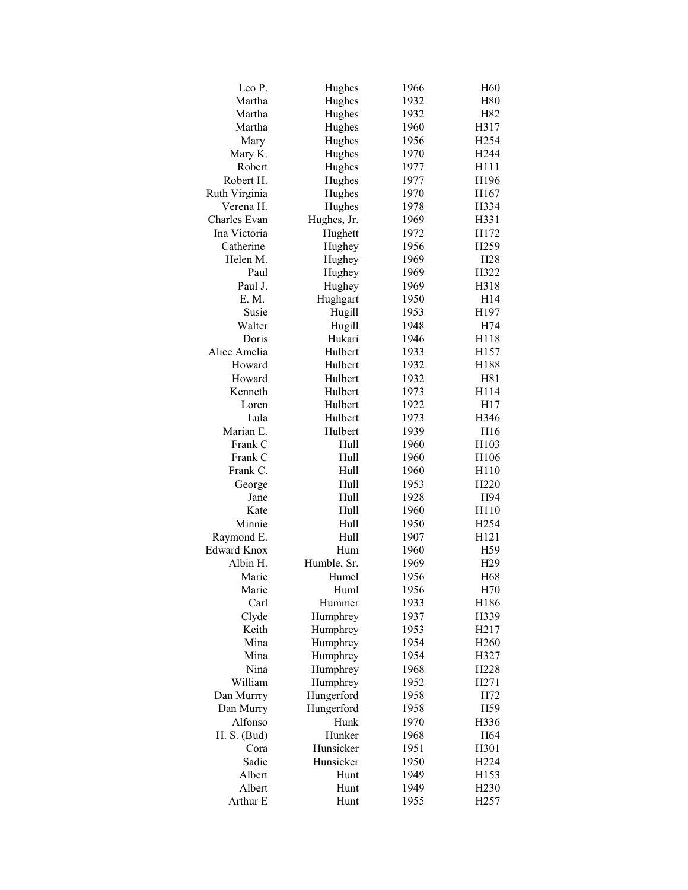| | | | |
|---|---|---|---|
| Leo P. | Hughes | 1966 | H60 |
| Martha | Hughes | 1932 | H80 |
| Martha | Hughes | 1932 | H82 |
| Martha | Hughes | 1960 | H317 |
| Mary | Hughes | 1956 | H254 |
| Mary K. | Hughes | 1970 | H244 |
| Robert | Hughes | 1977 | H111 |
| Robert H. | Hughes | 1977 | H196 |
| Ruth Virginia | Hughes | 1970 | H167 |
| Verena H. | Hughes | 1978 | H334 |
| Charles Evan | Hughes, Jr. | 1969 | H331 |
| Ina Victoria | Hughett | 1972 | H172 |
| Catherine | Hughey | 1956 | H259 |
| Helen M. | Hughey | 1969 | H28 |
| Paul | Hughey | 1969 | H322 |
| Paul J. | Hughey | 1969 | H318 |
| E. M. | Hughgart | 1950 | H14 |
| Susie | Hugill | 1953 | H197 |
| Walter | Hugill | 1948 | H74 |
| Doris | Hukari | 1946 | H118 |
| Alice Amelia | Hulbert | 1933 | H157 |
| Howard | Hulbert | 1932 | H188 |
| Howard | Hulbert | 1932 | H81 |
| Kenneth | Hulbert | 1973 | H114 |
| Loren | Hulbert | 1922 | H17 |
| Lula | Hulbert | 1973 | H346 |
| Marian E. | Hulbert | 1939 | H16 |
| Frank C | Hull | 1960 | H103 |
| Frank C | Hull | 1960 | H106 |
| Frank C. | Hull | 1960 | H110 |
| George | Hull | 1953 | H220 |
| Jane | Hull | 1928 | H94 |
| Kate | Hull | 1960 | H110 |
| Minnie | Hull | 1950 | H254 |
| Raymond E. | Hull | 1907 | H121 |
| Edward Knox | Hum | 1960 | H59 |
| Albin H. | Humble, Sr. | 1969 | H29 |
| Marie | Humel | 1956 | H68 |
| Marie | Huml | 1956 | H70 |
| Carl | Hummer | 1933 | H186 |
| Clyde | Humphrey | 1937 | H339 |
| Keith | Humphrey | 1953 | H217 |
| Mina | Humphrey | 1954 | H260 |
| Mina | Humphrey | 1954 | H327 |
| Nina | Humphrey | 1968 | H228 |
| William | Humphrey | 1952 | H271 |
| Dan Murrry | Hungerford | 1958 | H72 |
| Dan Murry | Hungerford | 1958 | H59 |
| Alfonso | Hunk | 1970 | H336 |
| H. S. (Bud) | Hunker | 1968 | H64 |
| Cora | Hunsicker | 1951 | H301 |
| Sadie | Hunsicker | 1950 | H224 |
| Albert | Hunt | 1949 | H153 |
| Albert | Hunt | 1949 | H230 |
| Arthur E | Hunt | 1955 | H257 |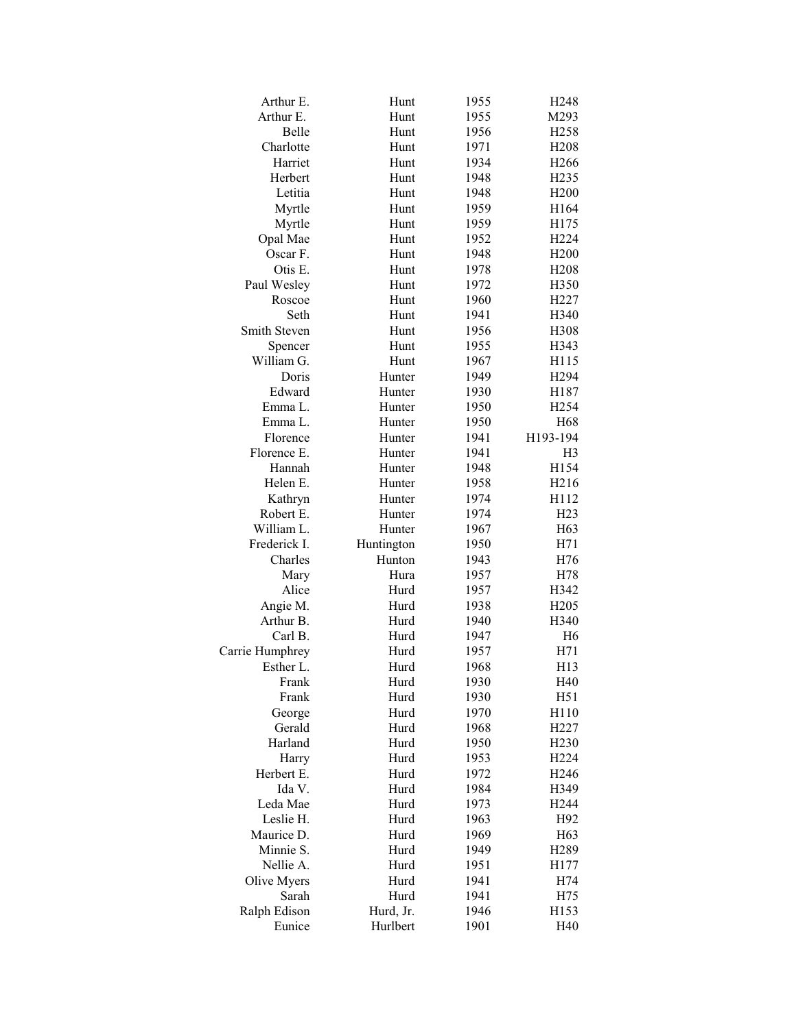| | | | |
|---|---|---|---|
| Arthur E. | Hunt | 1955 | H248 |
| Arthur E. | Hunt | 1955 | M293 |
| Belle | Hunt | 1956 | H258 |
| Charlotte | Hunt | 1971 | H208 |
| Harriet | Hunt | 1934 | H266 |
| Herbert | Hunt | 1948 | H235 |
| Letitia | Hunt | 1948 | H200 |
| Myrtle | Hunt | 1959 | H164 |
| Myrtle | Hunt | 1959 | H175 |
| Opal Mae | Hunt | 1952 | H224 |
| Oscar F. | Hunt | 1948 | H200 |
| Otis E. | Hunt | 1978 | H208 |
| Paul Wesley | Hunt | 1972 | H350 |
| Roscoe | Hunt | 1960 | H227 |
| Seth | Hunt | 1941 | H340 |
| Smith Steven | Hunt | 1956 | H308 |
| Spencer | Hunt | 1955 | H343 |
| William G. | Hunt | 1967 | H115 |
| Doris | Hunter | 1949 | H294 |
| Edward | Hunter | 1930 | H187 |
| Emma L. | Hunter | 1950 | H254 |
| Emma L. | Hunter | 1950 | H68 |
| Florence | Hunter | 1941 | H193-194 |
| Florence E. | Hunter | 1941 | H3 |
| Hannah | Hunter | 1948 | H154 |
| Helen E. | Hunter | 1958 | H216 |
| Kathryn | Hunter | 1974 | H112 |
| Robert E. | Hunter | 1974 | H23 |
| William L. | Hunter | 1967 | H63 |
| Frederick I. | Huntington | 1950 | H71 |
| Charles | Hunton | 1943 | H76 |
| Mary | Hura | 1957 | H78 |
| Alice | Hurd | 1957 | H342 |
| Angie M. | Hurd | 1938 | H205 |
| Arthur B. | Hurd | 1940 | H340 |
| Carl B. | Hurd | 1947 | H6 |
| Carrie Humphrey | Hurd | 1957 | H71 |
| Esther L. | Hurd | 1968 | H13 |
| Frank | Hurd | 1930 | H40 |
| Frank | Hurd | 1930 | H51 |
| George | Hurd | 1970 | H110 |
| Gerald | Hurd | 1968 | H227 |
| Harland | Hurd | 1950 | H230 |
| Harry | Hurd | 1953 | H224 |
| Herbert E. | Hurd | 1972 | H246 |
| Ida V. | Hurd | 1984 | H349 |
| Leda Mae | Hurd | 1973 | H244 |
| Leslie H. | Hurd | 1963 | H92 |
| Maurice D. | Hurd | 1969 | H63 |
| Minnie S. | Hurd | 1949 | H289 |
| Nellie A. | Hurd | 1951 | H177 |
| Olive Myers | Hurd | 1941 | H74 |
| Sarah | Hurd | 1941 | H75 |
| Ralph Edison | Hurd, Jr. | 1946 | H153 |
| Eunice | Hurlbert | 1901 | H40 |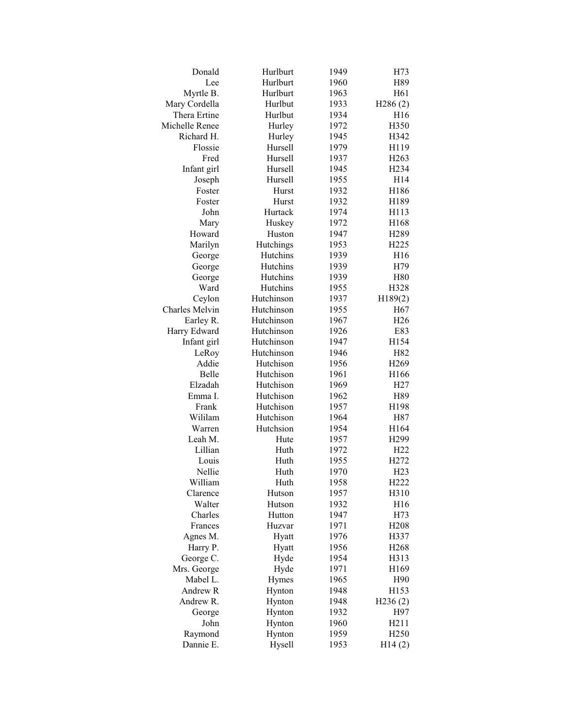| | | | |
|---|---|---|---|
| Donald | Hurlburt | 1949 | H73 |
| Lee | Hurlburt | 1960 | H89 |
| Myrtle B. | Hurlburt | 1963 | H61 |
| Mary Cordella | Hurlbut | 1933 | H286 (2) |
| Thera Ertine | Hurlbut | 1934 | H16 |
| Michelle Renee | Hurley | 1972 | H350 |
| Richard H. | Hurley | 1945 | H342 |
| Flossie | Hursell | 1979 | H119 |
| Fred | Hursell | 1937 | H263 |
| Infant girl | Hursell | 1945 | H234 |
| Joseph | Hursell | 1955 | H14 |
| Foster | Hurst | 1932 | H186 |
| Foster | Hurst | 1932 | H189 |
| John | Hurtack | 1974 | H113 |
| Mary | Huskey | 1972 | H168 |
| Howard | Huston | 1947 | H289 |
| Marilyn | Hutchings | 1953 | H225 |
| George | Hutchins | 1939 | H16 |
| George | Hutchins | 1939 | H79 |
| George | Hutchins | 1939 | H80 |
| Ward | Hutchins | 1955 | H328 |
| Ceylon | Hutchinson | 1937 | H189(2) |
| Charles Melvin | Hutchinson | 1955 | H67 |
| Earley R. | Hutchinson | 1967 | H26 |
| Harry Edward | Hutchinson | 1926 | E83 |
| Infant girl | Hutchinson | 1947 | H154 |
| LeRoy | Hutchinson | 1946 | H82 |
| Addie | Hutchison | 1956 | H269 |
| Belle | Hutchison | 1961 | H166 |
| Elzadah | Hutchison | 1969 | H27 |
| Emma I. | Hutchison | 1962 | H89 |
| Frank | Hutchison | 1957 | H198 |
| Wililam | Hutchison | 1964 | H87 |
| Warren | Hutchsion | 1954 | H164 |
| Leah M. | Hute | 1957 | H299 |
| Lillian | Huth | 1972 | H22 |
| Louis | Huth | 1955 | H272 |
| Nellie | Huth | 1970 | H23 |
| William | Huth | 1958 | H222 |
| Clarence | Hutson | 1957 | H310 |
| Walter | Hutson | 1932 | H16 |
| Charles | Hutton | 1947 | H73 |
| Frances | Huzvar | 1971 | H208 |
| Agnes M. | Hyatt | 1976 | H337 |
| Harry P. | Hyatt | 1956 | H268 |
| George C. | Hyde | 1954 | H313 |
| Mrs. George | Hyde | 1971 | H169 |
| Mabel L. | Hymes | 1965 | H90 |
| Andrew R | Hynton | 1948 | H153 |
| Andrew R. | Hynton | 1948 | H236 (2) |
| George | Hynton | 1932 | H97 |
| John | Hynton | 1960 | H211 |
| Raymond | Hynton | 1959 | H250 |
| Dannie E. | Hysell | 1953 | H14 (2) |